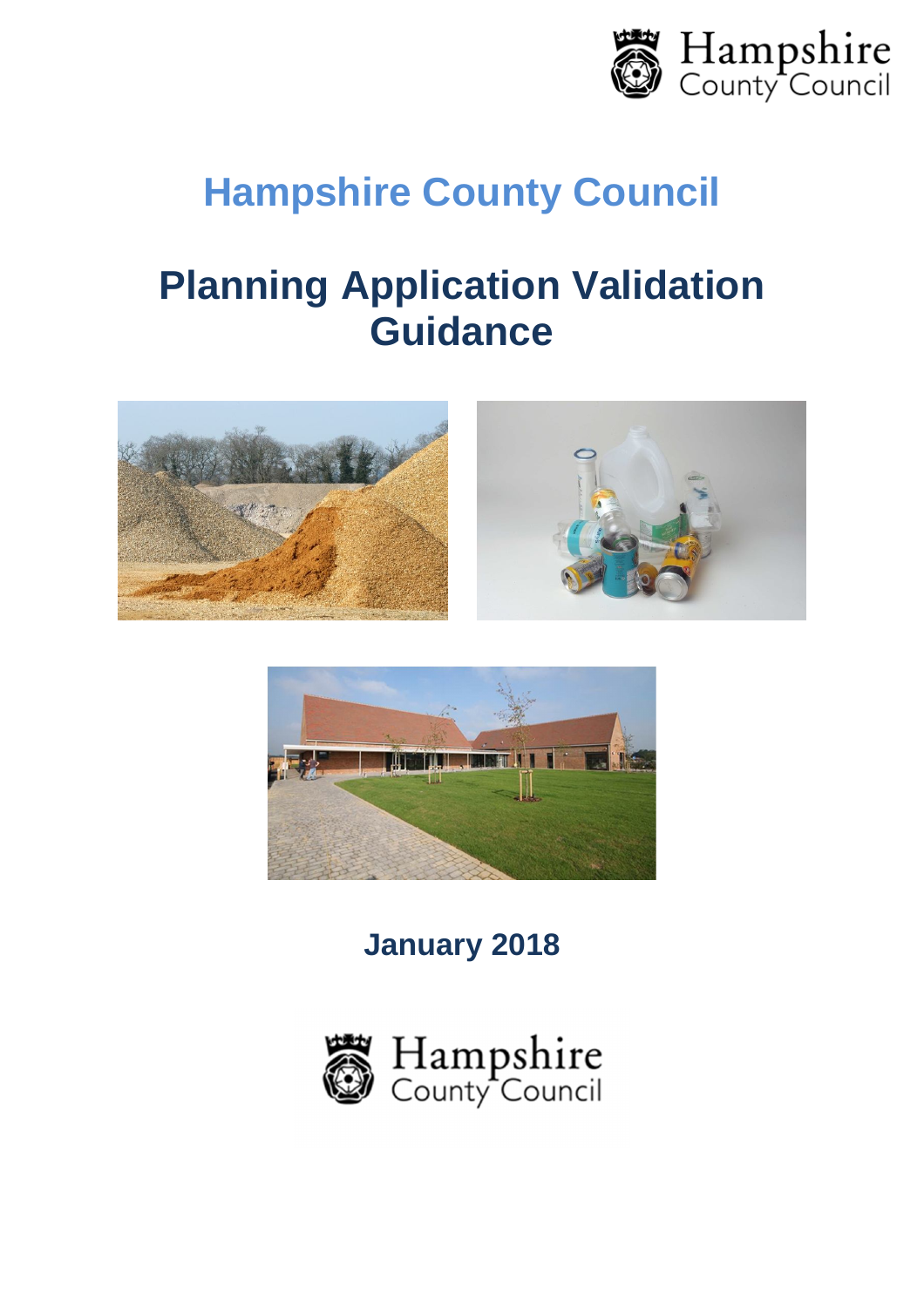# Hampshire County Council

## Planning Application Validation Guidance

**January 2018**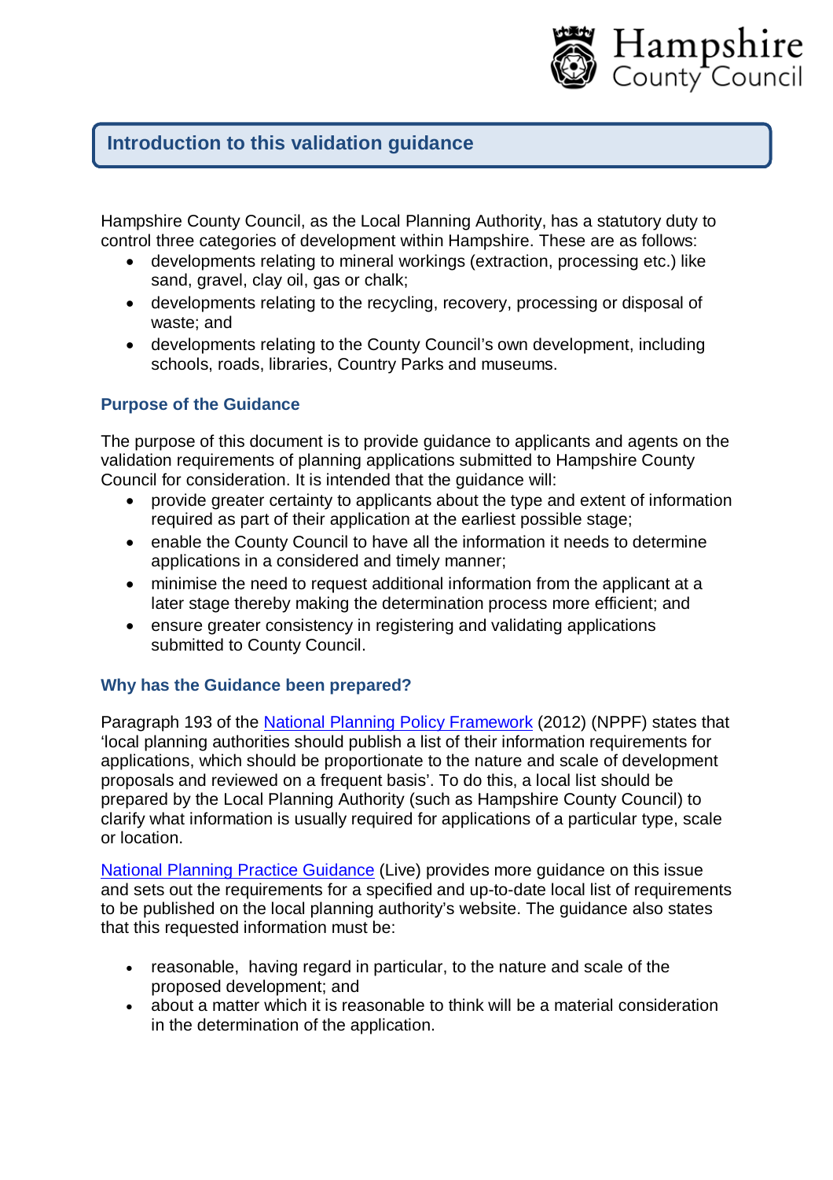## Introduction to this validation guidance

Hampshire County Council, as the Local Planning Authority, has a statutory duty to control three categories of development within Hampshire. These are as follows:

- developments relating to mineral workings (extraction, processing etc.) like sand, gravel, clay oil, gas or chalk;
- developments relating to the recycling, recovery, processing or disposal of waste; and
- developments relating to the County Council's own development, including schools, roads, libraries, Country Parks and museums.

### Purpose of the Guidance

The purpose of this document is to provide guidance to applicants and agents on the validation requirements of planning applications submitted to Hampshire County Council for consideration. It is intended that the guidance will:

- provide greater certainty to applicants about the type and extent of information required as part of their application at the earliest possible stage;
- enable the County Council to have all the information it needs to determine applications in a considered and timely manner;
- minimise the need to request additional information from the applicant at a later stage thereby making the determination process more efficient; and
- ensure greater consistency in registering and validating applications submitted to County Council.

### Why has the Guidance been prepared?

Paragraph 193 of the National Planning Policy Framework (2012) (NPPF) states that 'local planning authorities should publish a list of their information requirements for applications, which should be proportionate to the nature and scale of development proposals and reviewed on a frequent basis'. To do this, a local list should be prepared by the Local Planning Authority (such as Hampshire County Council) to clarify what information is usually required for applications of a particular type, scale or location.

National Planning Practice Guidance (Live) provides more guidance on this issue and sets out the requirements for a specified and up-to-date local list of requirements to be published on the local planning authority's website. The guidance also states that this requested information must be:

- reasonable, having regard in particular, to the nature and scale of the proposed development; and
- about a matter which it is reasonable to think will be a material consideration in the determination of the application.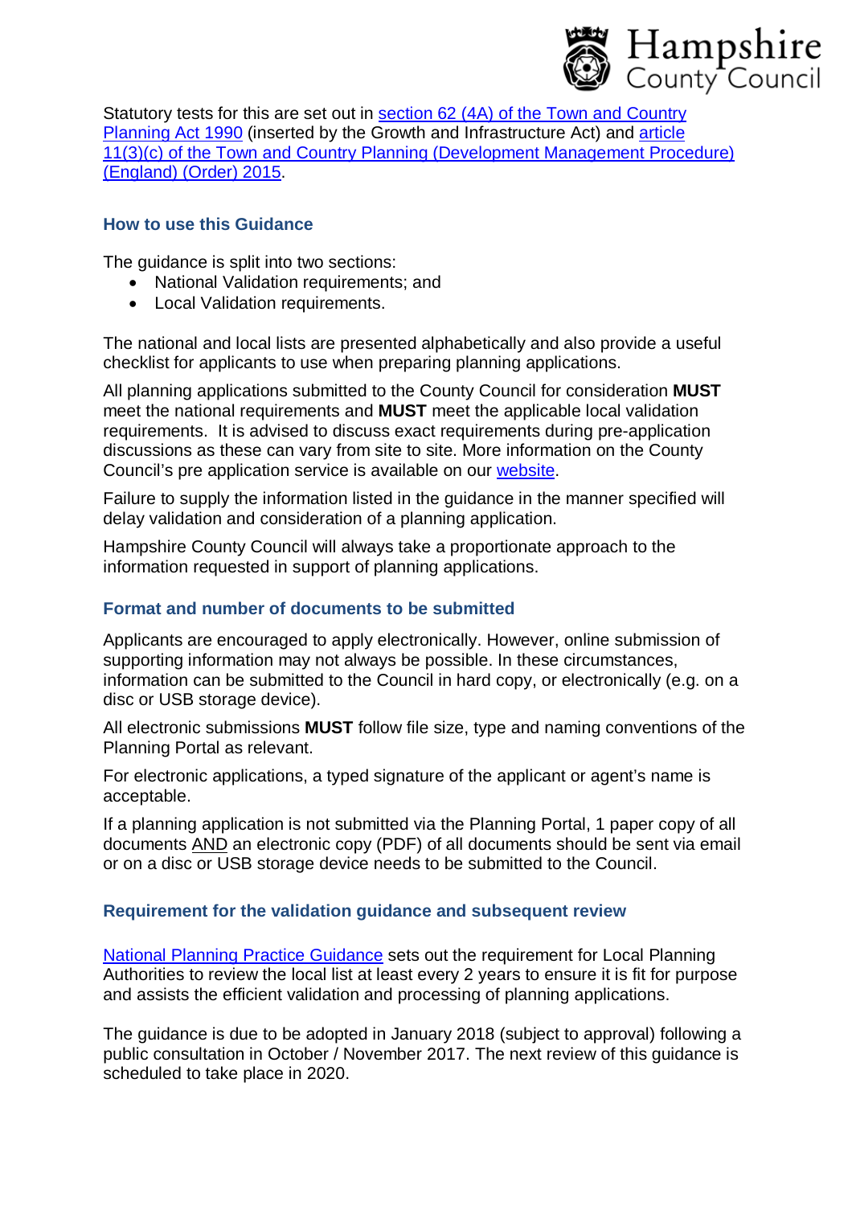Statutory tests for this are set out in section 62 (4A) of the Town and Country Planning Act 1990 (inserted by the Growth and Infrastructure Act) and article 11(3)(c) of the Town and Country Planning (Development Management Procedure) (England) (Order) 2015.

## How to use this Guidance

The guidance is split into two sections:

- National Validation requirements; and
- Local Validation requirements.

The national and local lists are presented alphabetically and also provide a useful checklist for applicants to use when preparing planning applications.

All planning applications submitted to the County Council for consideration **MUST** meet the national requirements and **MUST** meet the applicable local validation requirements. It is advised to discuss exact requirements during pre-application discussions as these can vary from site to site. More information on the County Council's pre application service is available on our website.

Failure to supply the information listed in the guidance in the manner specified will delay validation and consideration of a planning application.

Hampshire County Council will always take a proportionate approach to the information requested in support of planning applications.

## Format and number of documents to be submitted

Applicants are encouraged to apply electronically. However, online submission of supporting information may not always be possible. In these circumstances, information can be submitted to the Council in hard copy, or electronically (e.g. on a disc or USB storage device).

All electronic submissions **MUST** follow file size, type and naming conventions of the Planning Portal as relevant.

For electronic applications, a typed signature of the applicant or agent's name is acceptable.

If a planning application is not submitted via the Planning Portal, 1 paper copy of all documents AND an electronic copy (PDF) of all documents should be sent via email or on a disc or USB storage device needs to be submitted to the Council.

## Requirement for the validation guidance and subsequent review

National Planning Practice Guidance sets out the requirement for Local Planning Authorities to review the local list at least every 2 years to ensure it is fit for purpose and assists the efficient validation and processing of planning applications.

The guidance is due to be adopted in January 2018 (subject to approval) following a public consultation in October / November 2017. The next review of this guidance is scheduled to take place in 2020.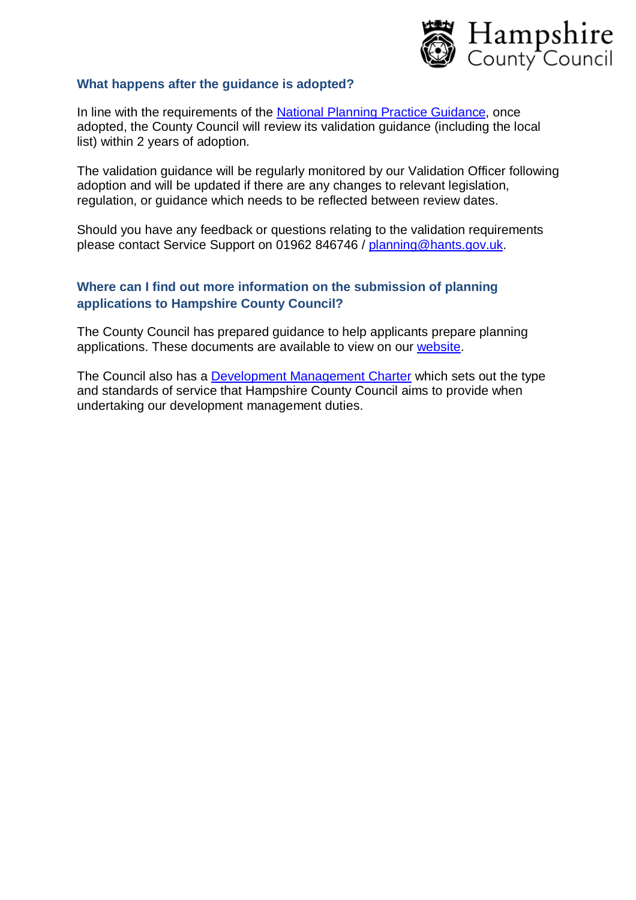## What happens after the guidance is adopted?

In line with the requirements of the National Planning Practice Guidance, once adopted, the County Council will review its validation guidance (including the local list) within 2 years of adoption.

The validation guidance will be regularly monitored by our Validation Officer following adoption and will be updated if there are any changes to relevant legislation, regulation, or guidance which needs to be reflected between review dates.

Should you have any feedback or questions relating to the validation requirements please contact Service Support on 01962 846746 / planning@hants.gov.uk.

## Where can I find out more information on the submission of planning applications to Hampshire County Council?

The County Council has prepared guidance to help applicants prepare planning applications. These documents are available to view on our website.

The Council also has a Development Management Charter which sets out the type and standards of service that Hampshire County Council aims to provide when undertaking our development management duties.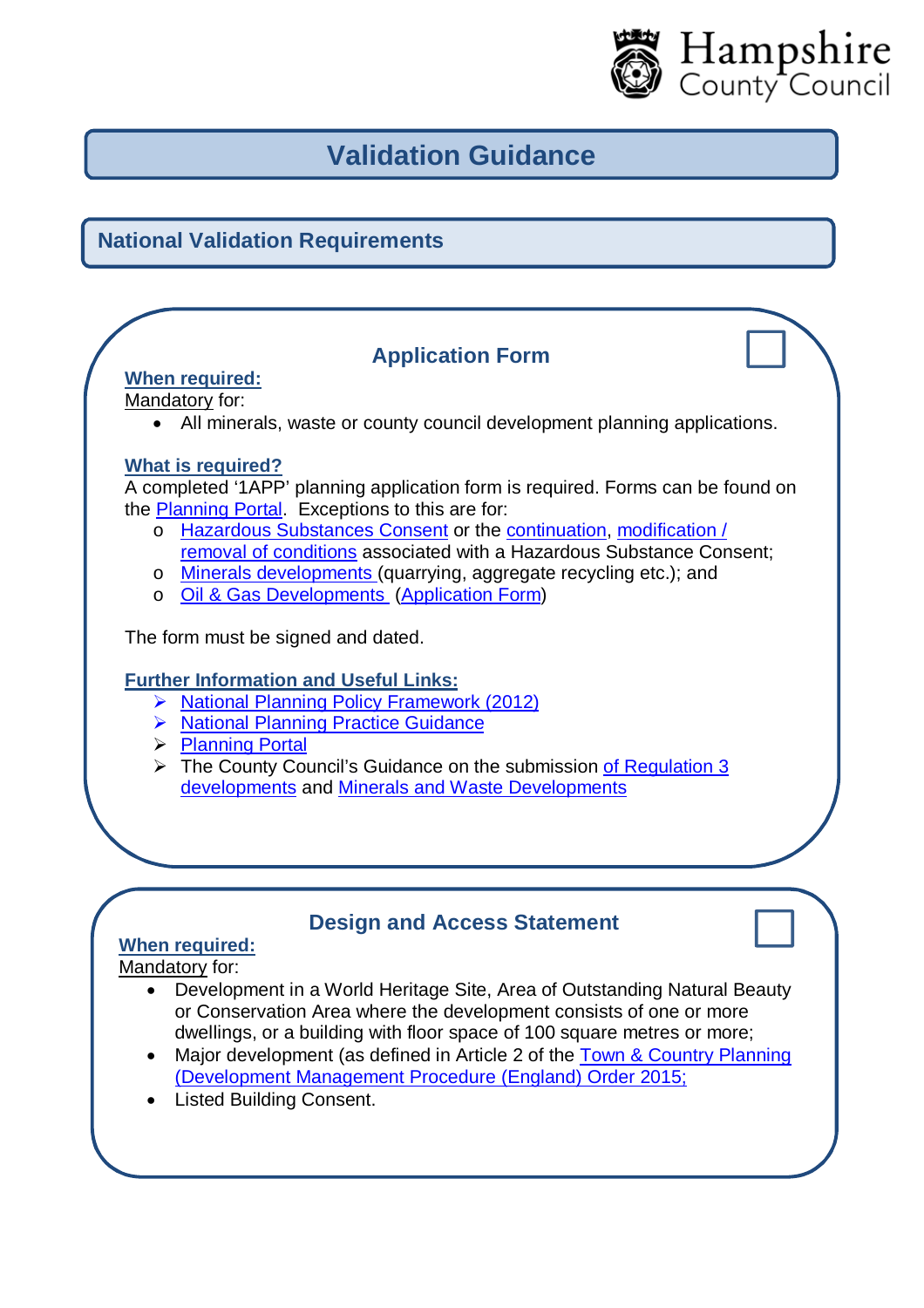# Validation Guidance

## National Validation Requirements

### Application Form

**When required:**

Mandatory for:

- All minerals, waste or county council development planning applications.

**What is required?**

A completed '1APP' planning application form is required. Forms can be found on the Planning Portal. Exceptions to this are for:

- Hazardous Substances Consent or the continuation, modification / removal of conditions associated with a Hazardous Substance Consent;
- Minerals developments (quarrying, aggregate recycling etc.); and
- Oil & Gas Developments (Application Form)

The form must be signed and dated.

**Further Information and Useful Links:**

- National Planning Policy Framework (2012)
- National Planning Practice Guidance
- Planning Portal
- The County Council's Guidance on the submission of Regulation 3 developments and Minerals and Waste Developments

### Design and Access Statement

**When required:**

Mandatory for:

- Development in a World Heritage Site, Area of Outstanding Natural Beauty or Conservation Area where the development consists of one or more dwellings, or a building with floor space of 100 square metres or more;
- Major development (as defined in Article 2 of the Town & Country Planning (Development Management Procedure (England) Order 2015;
- Listed Building Consent.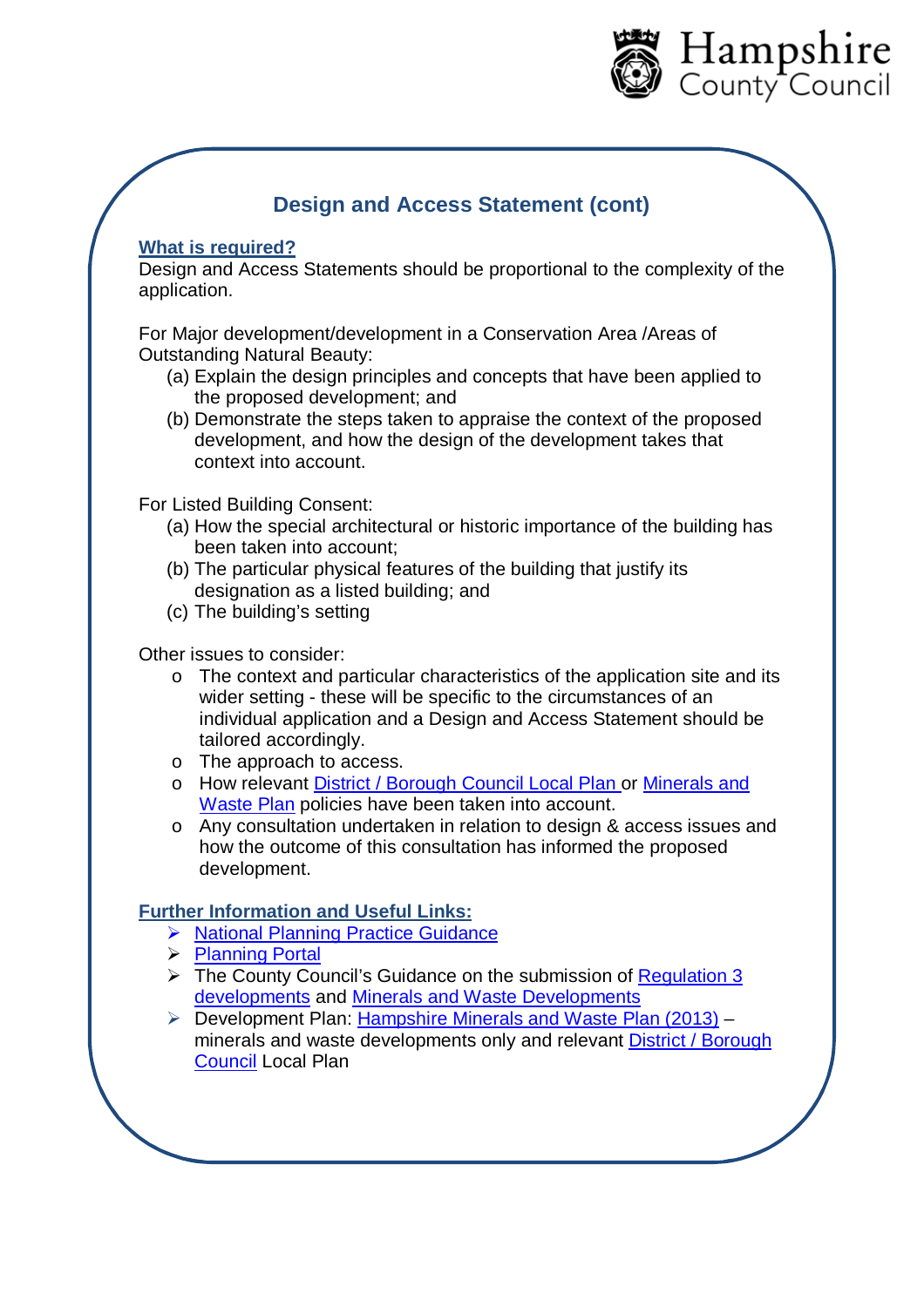## Design and Access Statement (cont)

### What is required?

Design and Access Statements should be proportional to the complexity of the application.

For Major development/development in a Conservation Area /Areas of Outstanding Natural Beauty:

(a) Explain the design principles and concepts that have been applied to the proposed development; and
(b) Demonstrate the steps taken to appraise the context of the proposed development, and how the design of the development takes that context into account.

For Listed Building Consent:

(a) How the special architectural or historic importance of the building has been taken into account;
(b) The particular physical features of the building that justify its designation as a listed building; and
(c) The building's setting

Other issues to consider:

- The context and particular characteristics of the application site and its wider setting - these will be specific to the circumstances of an individual application and a Design and Access Statement should be tailored accordingly.
- The approach to access.
- How relevant District / Borough Council Local Plan or Minerals and Waste Plan policies have been taken into account.
- Any consultation undertaken in relation to design & access issues and how the outcome of this consultation has informed the proposed development.

### Further Information and Useful Links:

- National Planning Practice Guidance
- Planning Portal
- The County Council's Guidance on the submission of Regulation 3 developments and Minerals and Waste Developments
- Development Plan: Hampshire Minerals and Waste Plan (2013) – minerals and waste developments only and relevant District / Borough Council Local Plan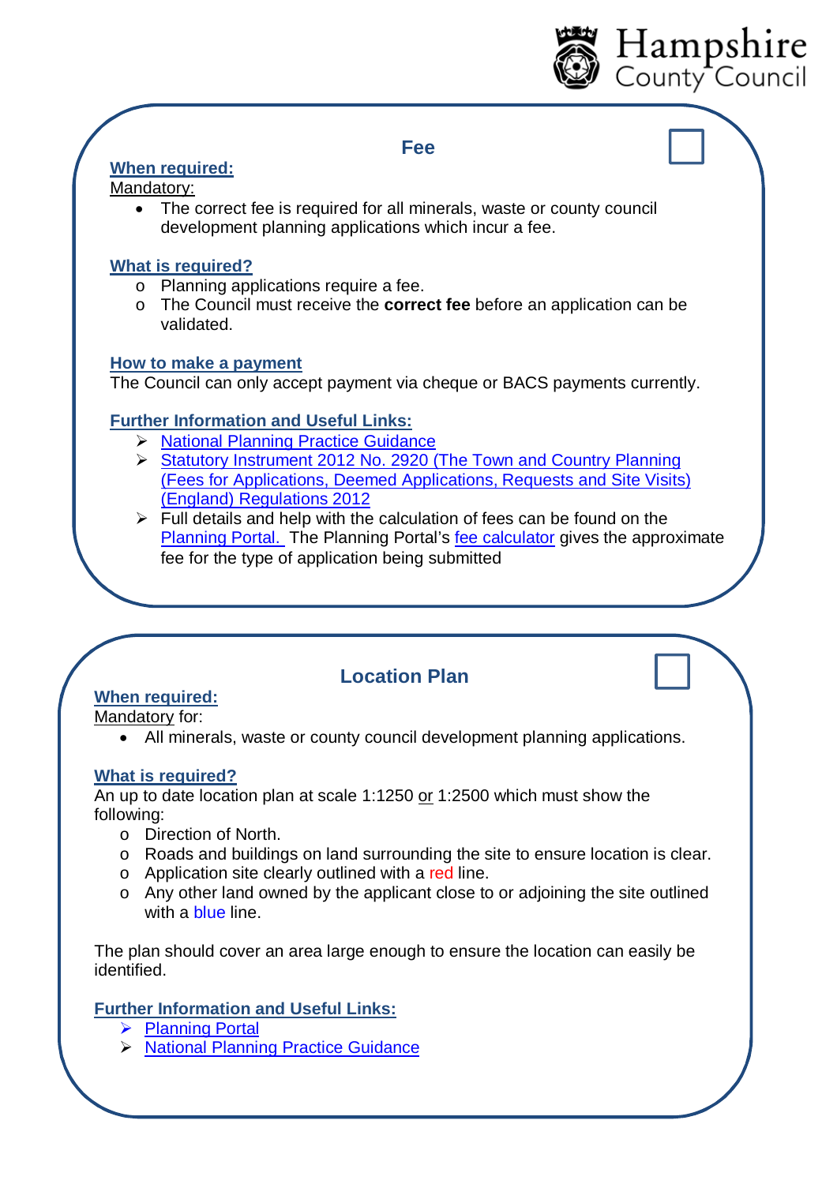## Fee

**When required:**

Mandatory:

- The correct fee is required for all minerals, waste or county council development planning applications which incur a fee.

**What is required?**

- Planning applications require a fee.
- The Council must receive the **correct fee** before an application can be validated.

**How to make a payment**

The Council can only accept payment via cheque or BACS payments currently.

**Further Information and Useful Links:**

- National Planning Practice Guidance
- Statutory Instrument 2012 No. 2920 (The Town and Country Planning (Fees for Applications, Deemed Applications, Requests and Site Visits) (England) Regulations 2012
- Full details and help with the calculation of fees can be found on the Planning Portal. The Planning Portal's fee calculator gives the approximate fee for the type of application being submitted

## Location Plan

**When required:**

Mandatory for:

- All minerals, waste or county council development planning applications.

**What is required?**

An up to date location plan at scale 1:1250 or 1:2500 which must show the following:

- Direction of North.
- Roads and buildings on land surrounding the site to ensure location is clear.
- Application site clearly outlined with a red line.
- Any other land owned by the applicant close to or adjoining the site outlined with a blue line.

The plan should cover an area large enough to ensure the location can easily be identified.

**Further Information and Useful Links:**

- Planning Portal
- National Planning Practice Guidance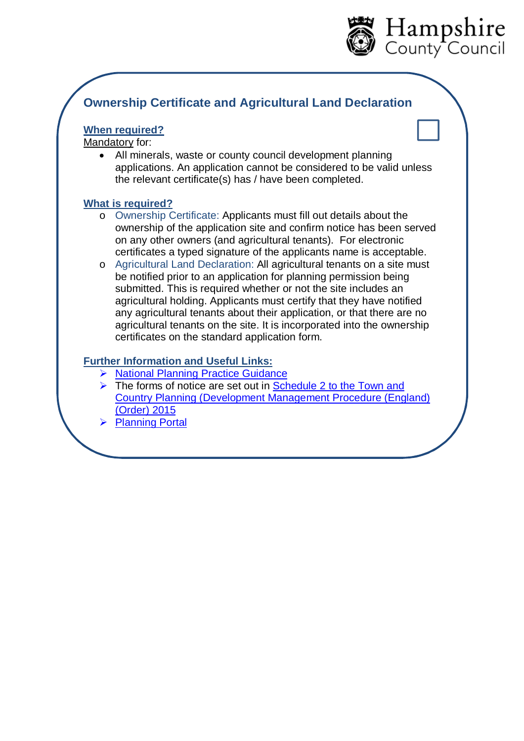## Ownership Certificate and Agricultural Land Declaration

☐

**When required?**

Mandatory for:

- All minerals, waste or county council development planning applications. An application cannot be considered to be valid unless the relevant certificate(s) has / have been completed.

**What is required?**

- Ownership Certificate: Applicants must fill out details about the ownership of the application site and confirm notice has been served on any other owners (and agricultural tenants). For electronic certificates a typed signature of the applicants name is acceptable.
- Agricultural Land Declaration: All agricultural tenants on a site must be notified prior to an application for planning permission being submitted. This is required whether or not the site includes an agricultural holding. Applicants must certify that they have notified any agricultural tenants about their application, or that there are no agricultural tenants on the site. It is incorporated into the ownership certificates on the standard application form.

**Further Information and Useful Links:**

- National Planning Practice Guidance
- The forms of notice are set out in Schedule 2 to the Town and Country Planning (Development Management Procedure (England) (Order) 2015
- Planning Portal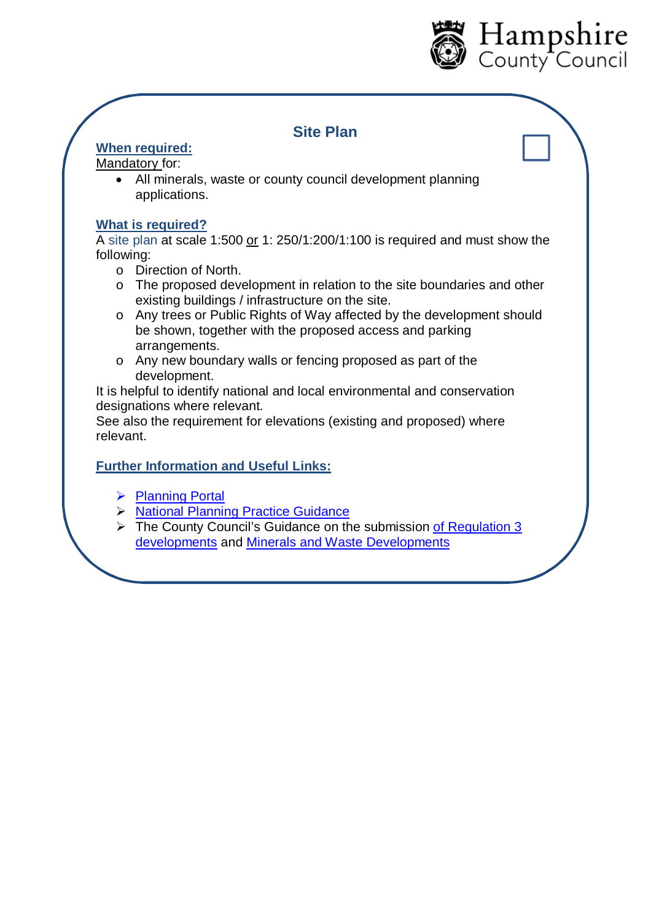## Site Plan

**When required:**

Mandatory for:

- All minerals, waste or county council development planning applications.

**What is required?**

A site plan at scale 1:500 or 1: 250/1:200/1:100 is required and must show the following:

- Direction of North.
- The proposed development in relation to the site boundaries and other existing buildings / infrastructure on the site.
- Any trees or Public Rights of Way affected by the development should be shown, together with the proposed access and parking arrangements.
- Any new boundary walls or fencing proposed as part of the development.

It is helpful to identify national and local environmental and conservation designations where relevant.

See also the requirement for elevations (existing and proposed) where relevant.

**Further Information and Useful Links:**

- Planning Portal
- National Planning Practice Guidance
- The County Council's Guidance on the submission of Regulation 3 developments and Minerals and Waste Developments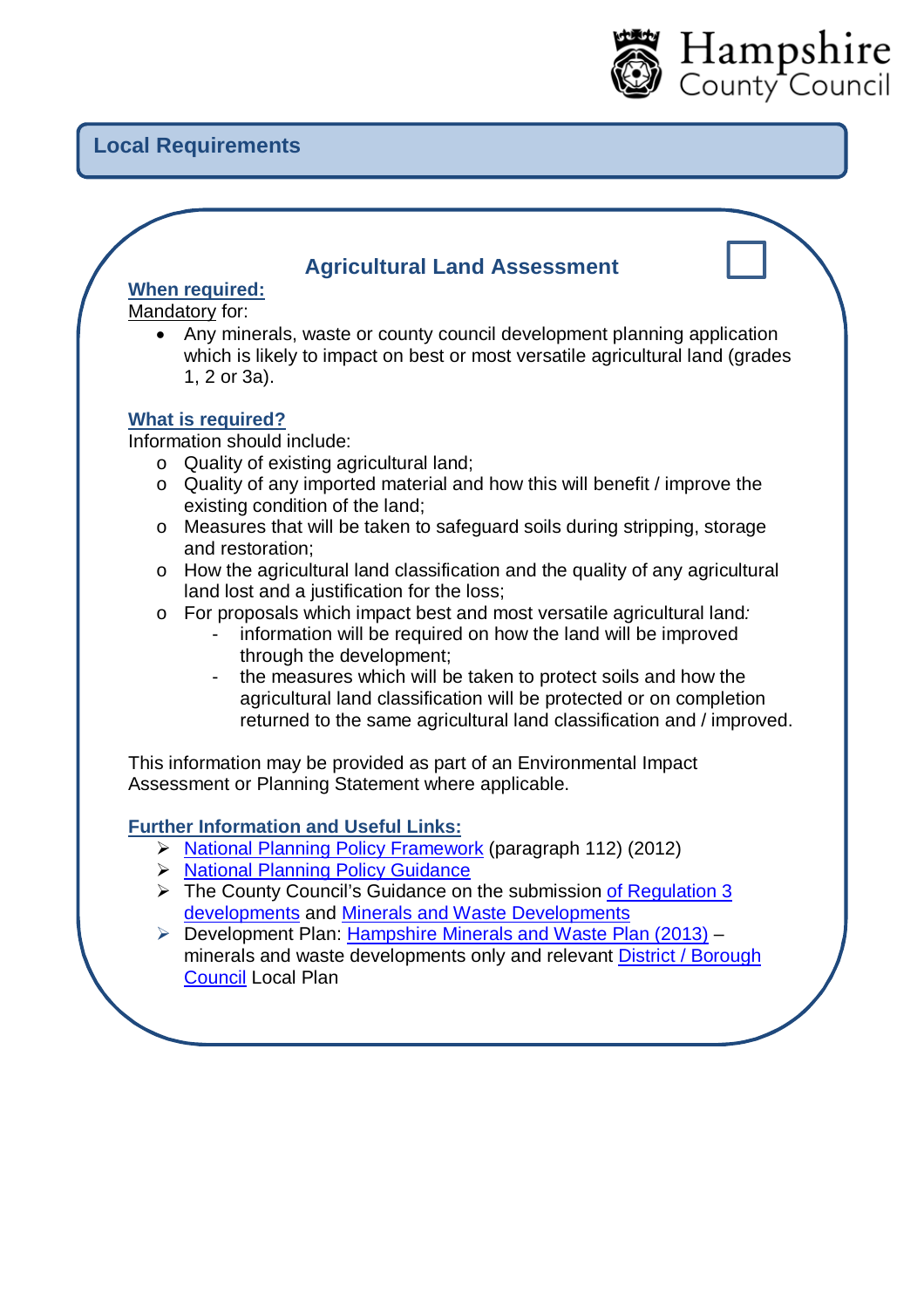## Local Requirements

### Agricultural Land Assessment

**When required:**

Mandatory for:

- Any minerals, waste or county council development planning application which is likely to impact on best or most versatile agricultural land (grades 1, 2 or 3a).

**What is required?**

Information should include:

- Quality of existing agricultural land;
- Quality of any imported material and how this will benefit / improve the existing condition of the land;
- Measures that will be taken to safeguard soils during stripping, storage and restoration;
- How the agricultural land classification and the quality of any agricultural land lost and a justification for the loss;
- For proposals which impact best and most versatile agricultural land*:*
  - information will be required on how the land will be improved through the development;
  - the measures which will be taken to protect soils and how the agricultural land classification will be protected or on completion returned to the same agricultural land classification and / improved.

This information may be provided as part of an Environmental Impact Assessment or Planning Statement where applicable.

**Further Information and Useful Links:**

- National Planning Policy Framework (paragraph 112) (2012)
- National Planning Policy Guidance
- The County Council's Guidance on the submission of Regulation 3 developments and Minerals and Waste Developments
- Development Plan: Hampshire Minerals and Waste Plan (2013) – minerals and waste developments only and relevant District / Borough Council Local Plan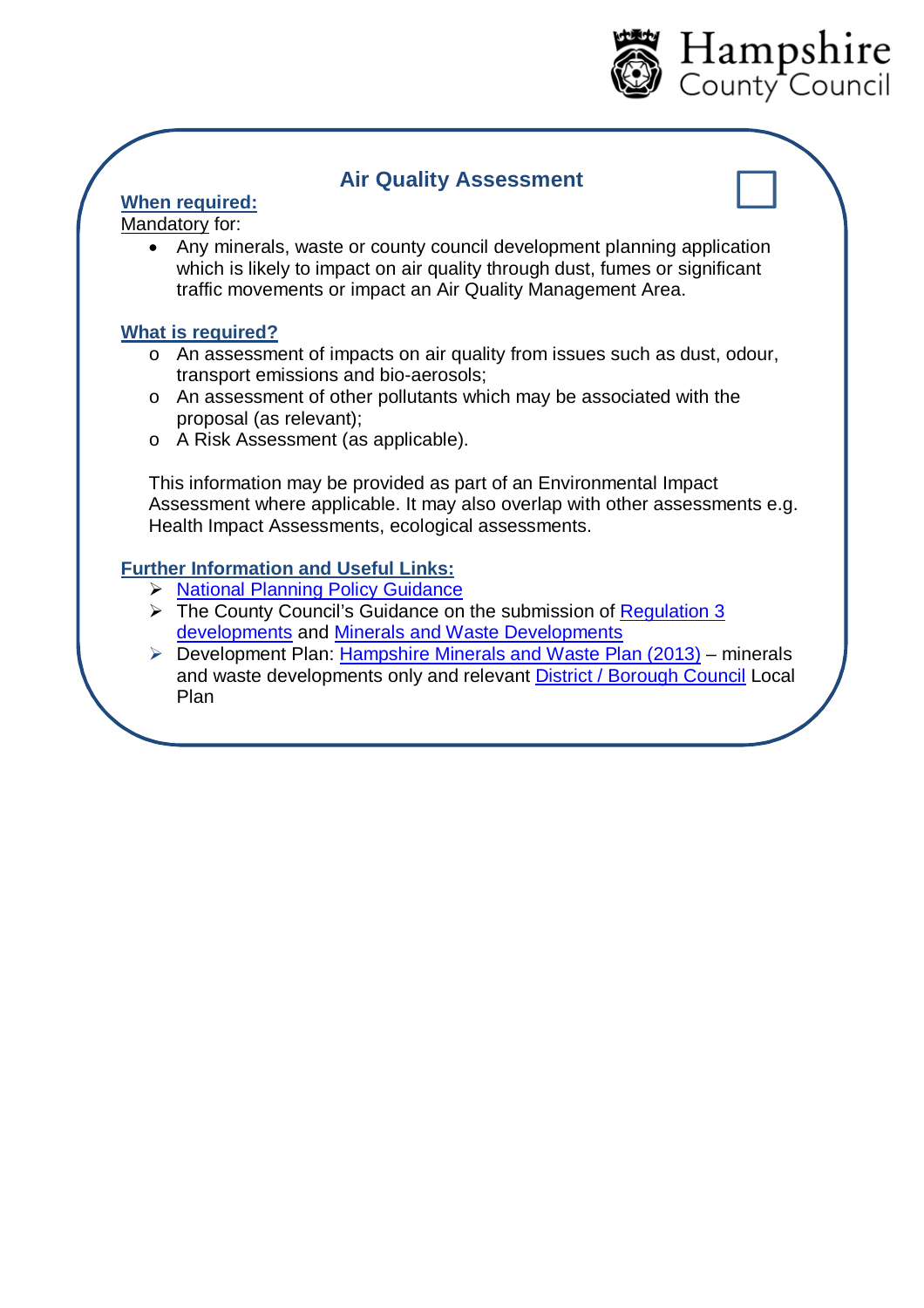## Air Quality Assessment

**When required:**

Mandatory for:

- Any minerals, waste or county council development planning application which is likely to impact on air quality through dust, fumes or significant traffic movements or impact an Air Quality Management Area.

**What is required?**

- An assessment of impacts on air quality from issues such as dust, odour, transport emissions and bio-aerosols;
- An assessment of other pollutants which may be associated with the proposal (as relevant);
- A Risk Assessment (as applicable).

This information may be provided as part of an Environmental Impact Assessment where applicable. It may also overlap with other assessments e.g. Health Impact Assessments, ecological assessments.

**Further Information and Useful Links:**

- National Planning Policy Guidance
- The County Council's Guidance on the submission of Regulation 3 developments and Minerals and Waste Developments
- Development Plan: Hampshire Minerals and Waste Plan (2013) – minerals and waste developments only and relevant District / Borough Council Local Plan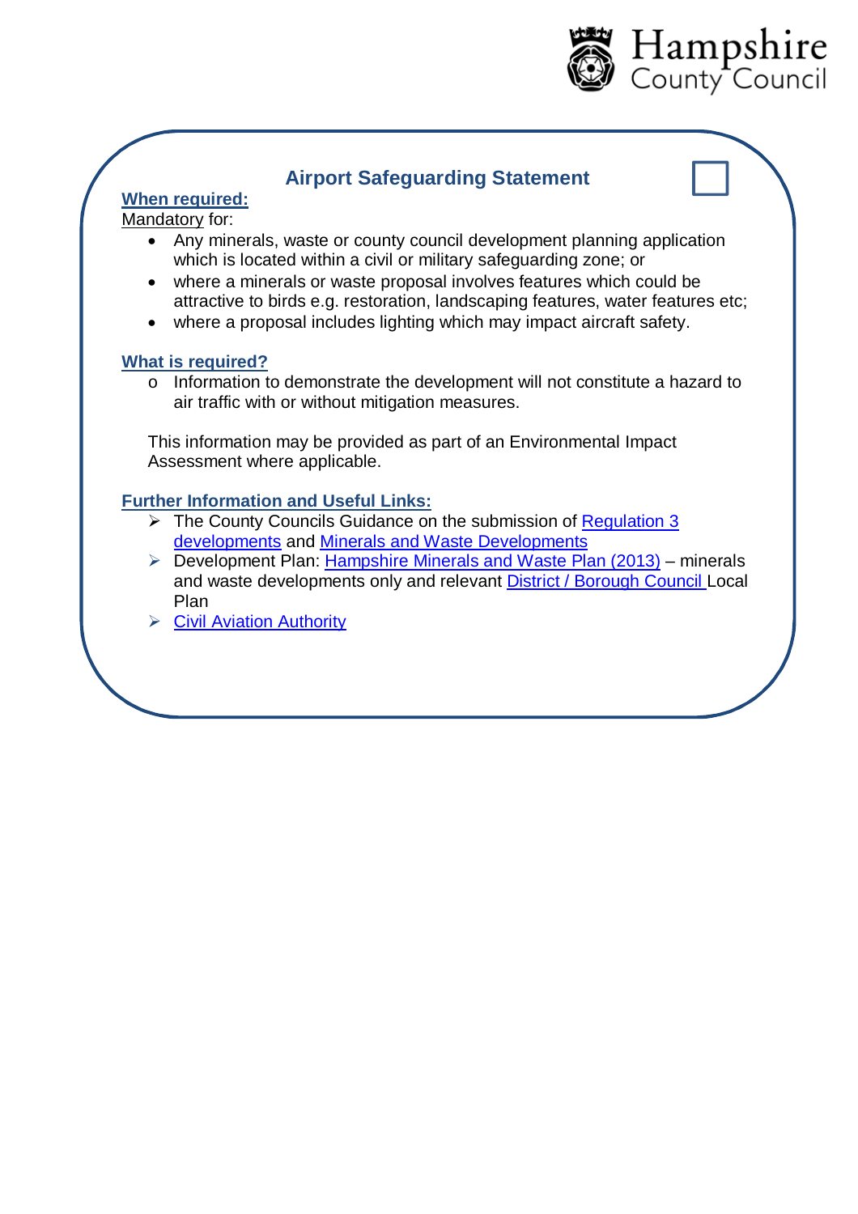## Airport Safeguarding Statement

**When required:**

Mandatory for:

- Any minerals, waste or county council development planning application which is located within a civil or military safeguarding zone; or
- where a minerals or waste proposal involves features which could be attractive to birds e.g. restoration, landscaping features, water features etc;
- where a proposal includes lighting which may impact aircraft safety.

**What is required?**

- Information to demonstrate the development will not constitute a hazard to air traffic with or without mitigation measures.

This information may be provided as part of an Environmental Impact Assessment where applicable.

**Further Information and Useful Links:**

- The County Councils Guidance on the submission of Regulation 3 developments and Minerals and Waste Developments
- Development Plan: Hampshire Minerals and Waste Plan (2013) – minerals and waste developments only and relevant District / Borough Council Local Plan
- Civil Aviation Authority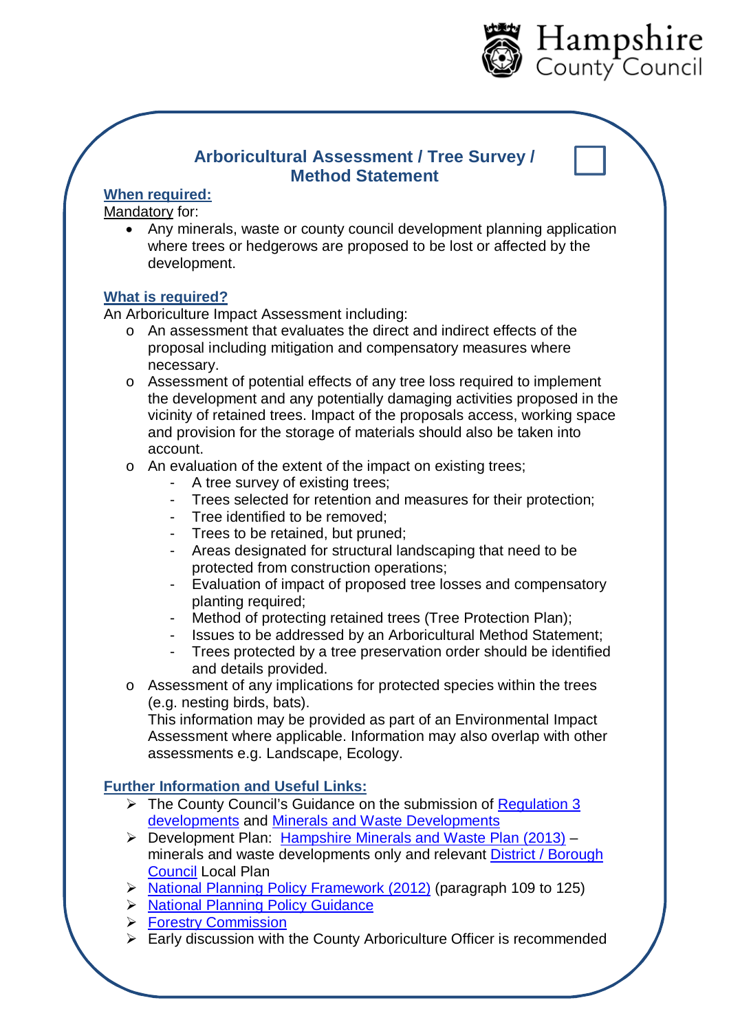## Arboricultural Assessment / Tree Survey / Method Statement

**When required:**

Mandatory for:

- Any minerals, waste or county council development planning application where trees or hedgerows are proposed to be lost or affected by the development.

**What is required?**

An Arboriculture Impact Assessment including:

- An assessment that evaluates the direct and indirect effects of the proposal including mitigation and compensatory measures where necessary.
- Assessment of potential effects of any tree loss required to implement the development and any potentially damaging activities proposed in the vicinity of retained trees. Impact of the proposals access, working space and provision for the storage of materials should also be taken into account.
- An evaluation of the extent of the impact on existing trees;
  - A tree survey of existing trees;
  - Trees selected for retention and measures for their protection;
  - Tree identified to be removed;
  - Trees to be retained, but pruned;
  - Areas designated for structural landscaping that need to be protected from construction operations;
  - Evaluation of impact of proposed tree losses and compensatory planting required;
  - Method of protecting retained trees (Tree Protection Plan);
  - Issues to be addressed by an Arboricultural Method Statement;
  - Trees protected by a tree preservation order should be identified and details provided.
- Assessment of any implications for protected species within the trees (e.g. nesting birds, bats).

  This information may be provided as part of an Environmental Impact Assessment where applicable. Information may also overlap with other assessments e.g. Landscape, Ecology.

**Further Information and Useful Links:**

- The County Council's Guidance on the submission of Regulation 3 developments and Minerals and Waste Developments
- Development Plan: Hampshire Minerals and Waste Plan (2013) – minerals and waste developments only and relevant District / Borough Council Local Plan
- National Planning Policy Framework (2012) (paragraph 109 to 125)
- National Planning Policy Guidance
- Forestry Commission
- Early discussion with the County Arboriculture Officer is recommended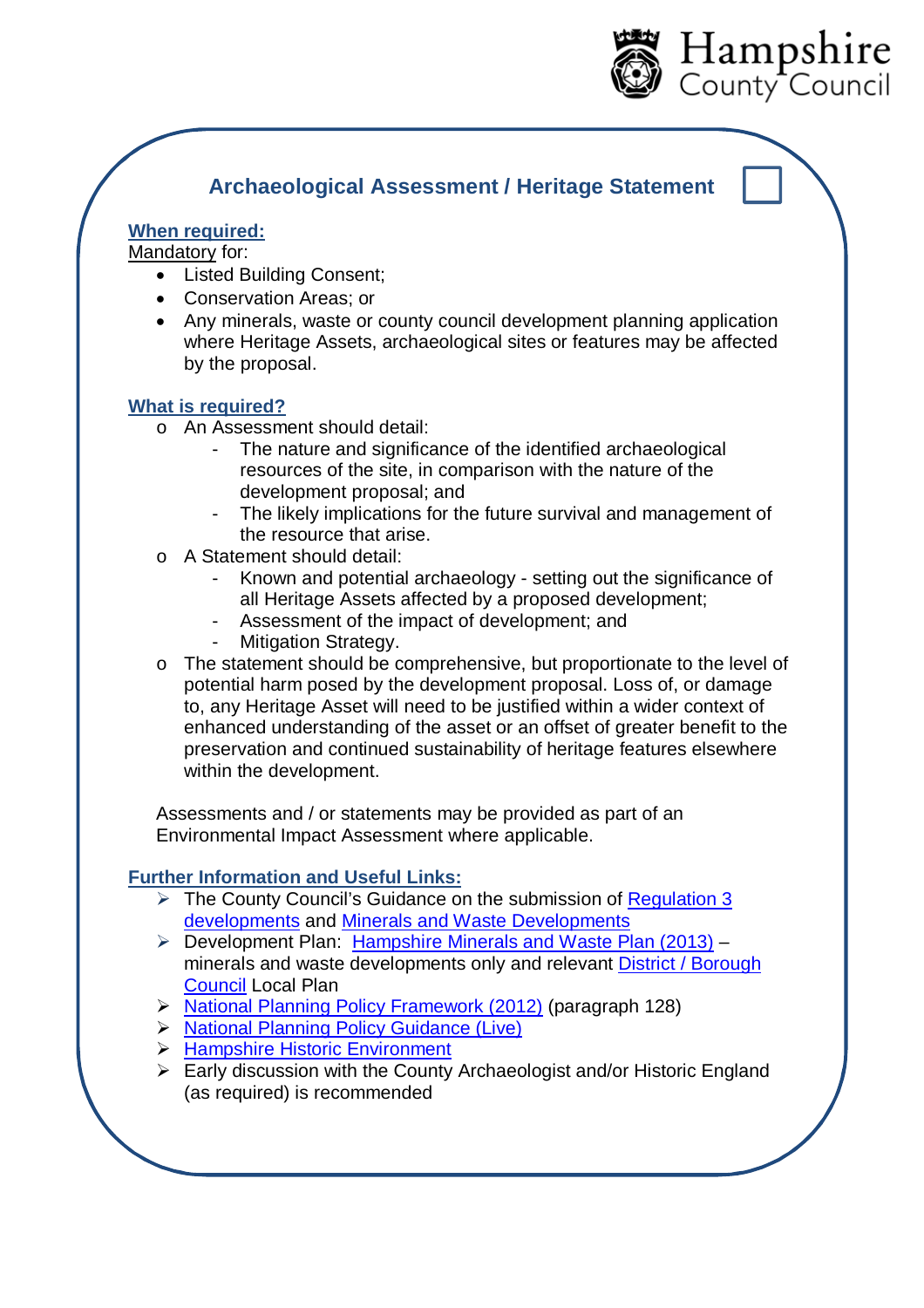## Archaeological Assessment / Heritage Statement ☐

**When required:**

Mandatory for:

- Listed Building Consent;
- Conservation Areas; or
- Any minerals, waste or county council development planning application where Heritage Assets, archaeological sites or features may be affected by the proposal.

**What is required?**

- An Assessment should detail:
  - The nature and significance of the identified archaeological resources of the site, in comparison with the nature of the development proposal; and
  - The likely implications for the future survival and management of the resource that arise.
- A Statement should detail:
  - Known and potential archaeology - setting out the significance of all Heritage Assets affected by a proposed development;
  - Assessment of the impact of development; and
  - Mitigation Strategy.
- The statement should be comprehensive, but proportionate to the level of potential harm posed by the development proposal. Loss of, or damage to, any Heritage Asset will need to be justified within a wider context of enhanced understanding of the asset or an offset of greater benefit to the preservation and continued sustainability of heritage features elsewhere within the development.

Assessments and / or statements may be provided as part of an Environmental Impact Assessment where applicable.

**Further Information and Useful Links:**

- The County Council's Guidance on the submission of Regulation 3 developments and Minerals and Waste Developments
- Development Plan: Hampshire Minerals and Waste Plan (2013) – minerals and waste developments only and relevant District / Borough Council Local Plan
- National Planning Policy Framework (2012) (paragraph 128)
- National Planning Policy Guidance (Live)
- Hampshire Historic Environment
- Early discussion with the County Archaeologist and/or Historic England (as required) is recommended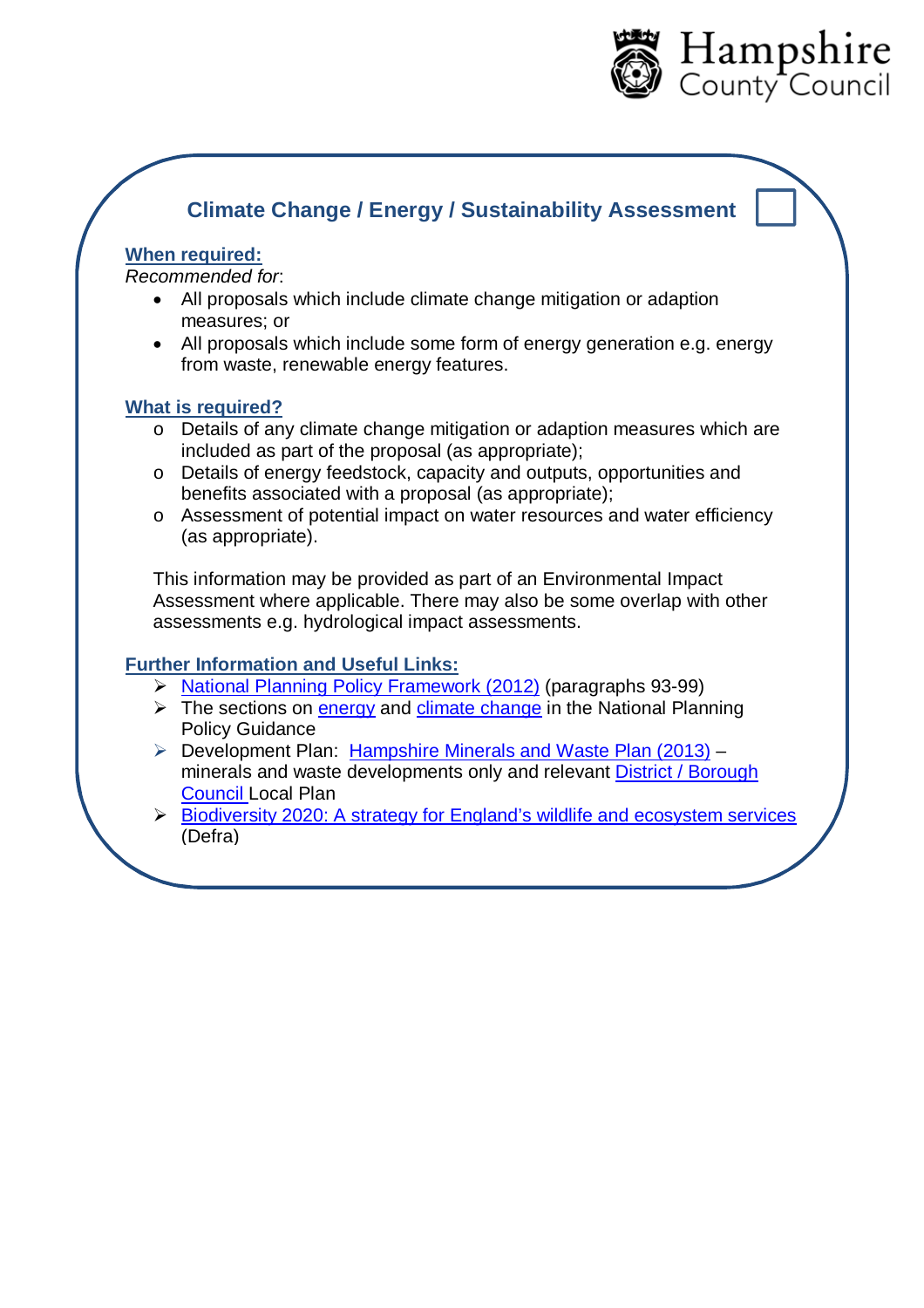## Climate Change / Energy / Sustainability Assessment ☐

**When required:**

*Recommended for*:

- All proposals which include climate change mitigation or adaption measures; or
- All proposals which include some form of energy generation e.g. energy from waste, renewable energy features.

**What is required?**

- Details of any climate change mitigation or adaption measures which are included as part of the proposal (as appropriate);
- Details of energy feedstock, capacity and outputs, opportunities and benefits associated with a proposal (as appropriate);
- Assessment of potential impact on water resources and water efficiency (as appropriate).

This information may be provided as part of an Environmental Impact Assessment where applicable. There may also be some overlap with other assessments e.g. hydrological impact assessments.

**Further Information and Useful Links:**

- National Planning Policy Framework (2012) (paragraphs 93-99)
- The sections on energy and climate change in the National Planning Policy Guidance
- Development Plan: Hampshire Minerals and Waste Plan (2013) – minerals and waste developments only and relevant District / Borough Council Local Plan
- Biodiversity 2020: A strategy for England's wildlife and ecosystem services (Defra)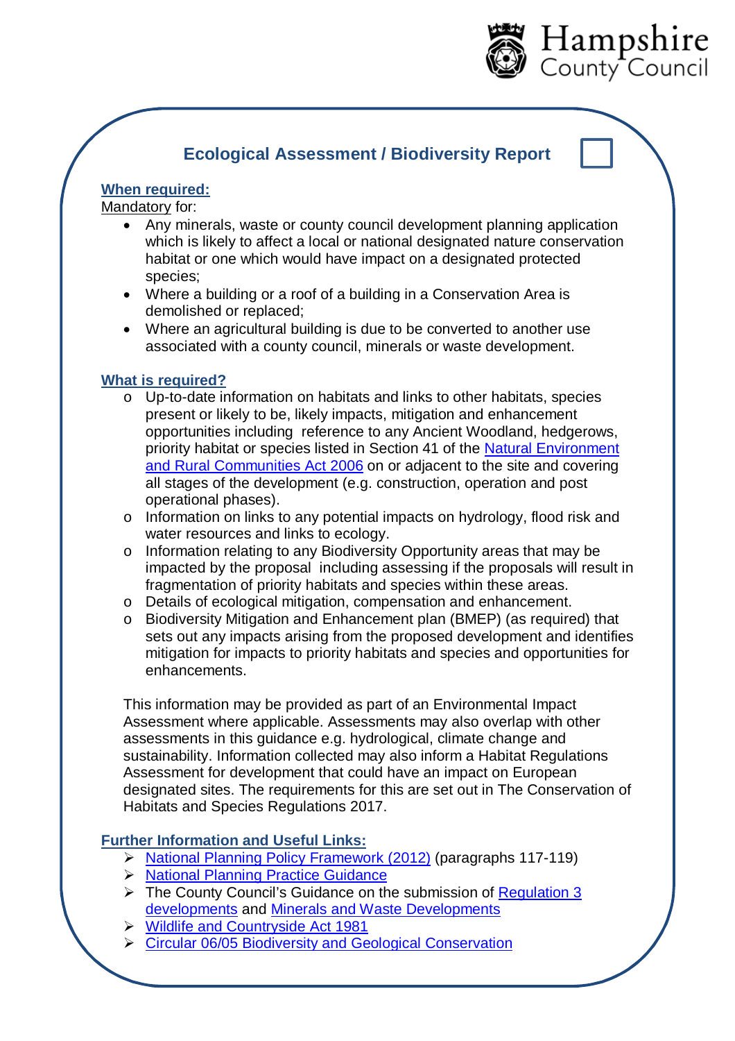## Ecological Assessment / Biodiversity Report

**When required:**

Mandatory for:

- Any minerals, waste or county council development planning application which is likely to affect a local or national designated nature conservation habitat or one which would have impact on a designated protected species;
- Where a building or a roof of a building in a Conservation Area is demolished or replaced;
- Where an agricultural building is due to be converted to another use associated with a county council, minerals or waste development.

**What is required?**

- Up-to-date information on habitats and links to other habitats, species present or likely to be, likely impacts, mitigation and enhancement opportunities including reference to any Ancient Woodland, hedgerows, priority habitat or species listed in Section 41 of the Natural Environment and Rural Communities Act 2006 on or adjacent to the site and covering all stages of the development (e.g. construction, operation and post operational phases).
- Information on links to any potential impacts on hydrology, flood risk and water resources and links to ecology.
- Information relating to any Biodiversity Opportunity areas that may be impacted by the proposal including assessing if the proposals will result in fragmentation of priority habitats and species within these areas.
- Details of ecological mitigation, compensation and enhancement.
- Biodiversity Mitigation and Enhancement plan (BMEP) (as required) that sets out any impacts arising from the proposed development and identifies mitigation for impacts to priority habitats and species and opportunities for enhancements.

This information may be provided as part of an Environmental Impact Assessment where applicable. Assessments may also overlap with other assessments in this guidance e.g. hydrological, climate change and sustainability. Information collected may also inform a Habitat Regulations Assessment for development that could have an impact on European designated sites. The requirements for this are set out in The Conservation of Habitats and Species Regulations 2017.

**Further Information and Useful Links:**

- National Planning Policy Framework (2012) (paragraphs 117-119)
- National Planning Practice Guidance
- The County Council's Guidance on the submission of Regulation 3 developments and Minerals and Waste Developments
- Wildlife and Countryside Act 1981
- Circular 06/05 Biodiversity and Geological Conservation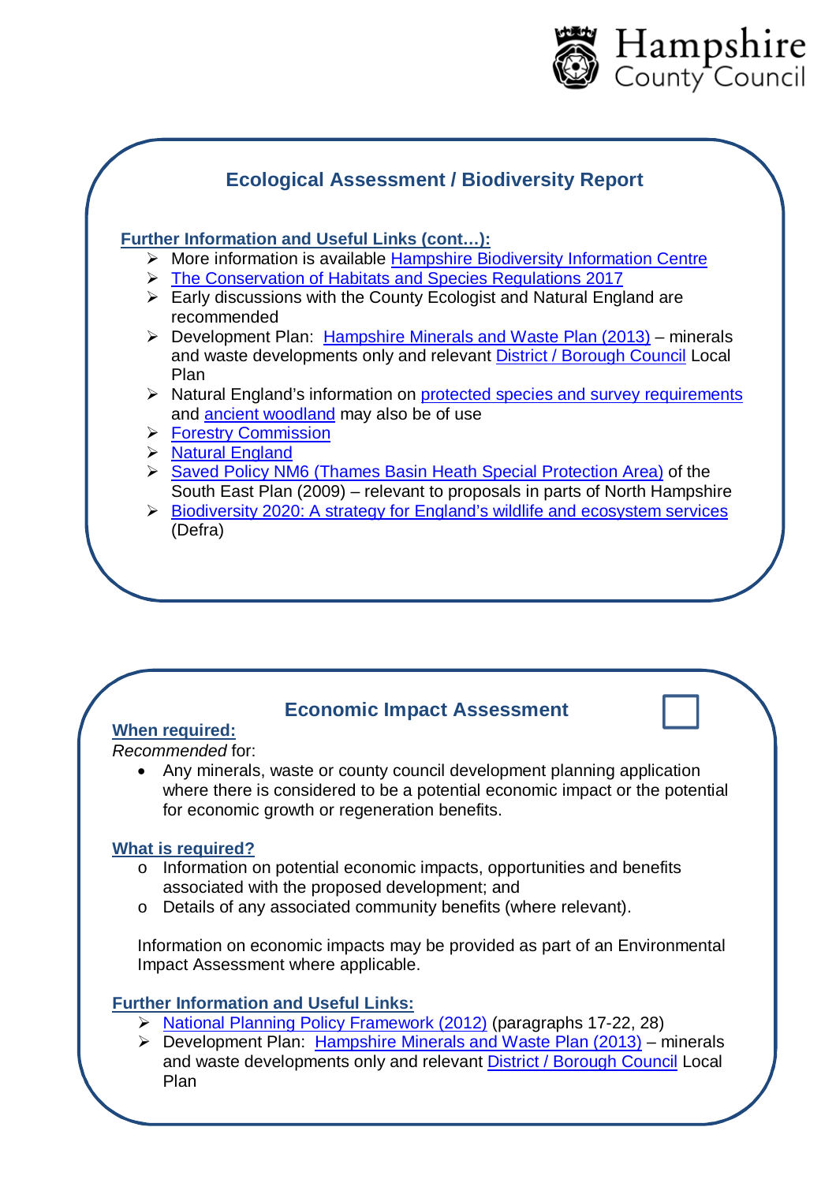## Ecological Assessment / Biodiversity Report

**Further Information and Useful Links (cont…):**

- More information is available Hampshire Biodiversity Information Centre
- The Conservation of Habitats and Species Regulations 2017
- Early discussions with the County Ecologist and Natural England are recommended
- Development Plan: Hampshire Minerals and Waste Plan (2013) – minerals and waste developments only and relevant District / Borough Council Local Plan
- Natural England's information on protected species and survey requirements and ancient woodland may also be of use
- Forestry Commission
- Natural England
- Saved Policy NM6 (Thames Basin Heath Special Protection Area) of the South East Plan (2009) – relevant to proposals in parts of North Hampshire
- Biodiversity 2020: A strategy for England's wildlife and ecosystem services (Defra)

## Economic Impact Assessment

☐

**When required:**

*Recommended* for:

- Any minerals, waste or county council development planning application where there is considered to be a potential economic impact or the potential for economic growth or regeneration benefits.

**What is required?**

- Information on potential economic impacts, opportunities and benefits associated with the proposed development; and
- Details of any associated community benefits (where relevant).

Information on economic impacts may be provided as part of an Environmental Impact Assessment where applicable.

**Further Information and Useful Links:**

- National Planning Policy Framework (2012) (paragraphs 17-22, 28)
- Development Plan: Hampshire Minerals and Waste Plan (2013) – minerals and waste developments only and relevant District / Borough Council Local Plan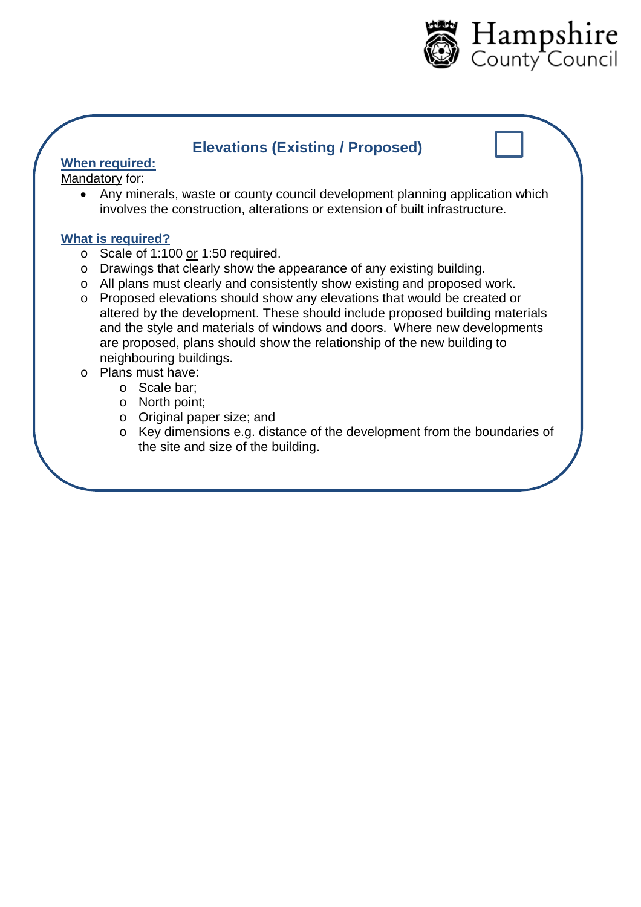## Elevations (Existing / Proposed)

**When required:**

Mandatory for:

- Any minerals, waste or county council development planning application which involves the construction, alterations or extension of built infrastructure.

**What is required?**

- Scale of 1:100 or 1:50 required.
- Drawings that clearly show the appearance of any existing building.
- All plans must clearly and consistently show existing and proposed work.
- Proposed elevations should show any elevations that would be created or altered by the development. These should include proposed building materials and the style and materials of windows and doors. Where new developments are proposed, plans should show the relationship of the new building to neighbouring buildings.
- Plans must have:
  - Scale bar;
  - North point;
  - Original paper size; and
  - Key dimensions e.g. distance of the development from the boundaries of the site and size of the building.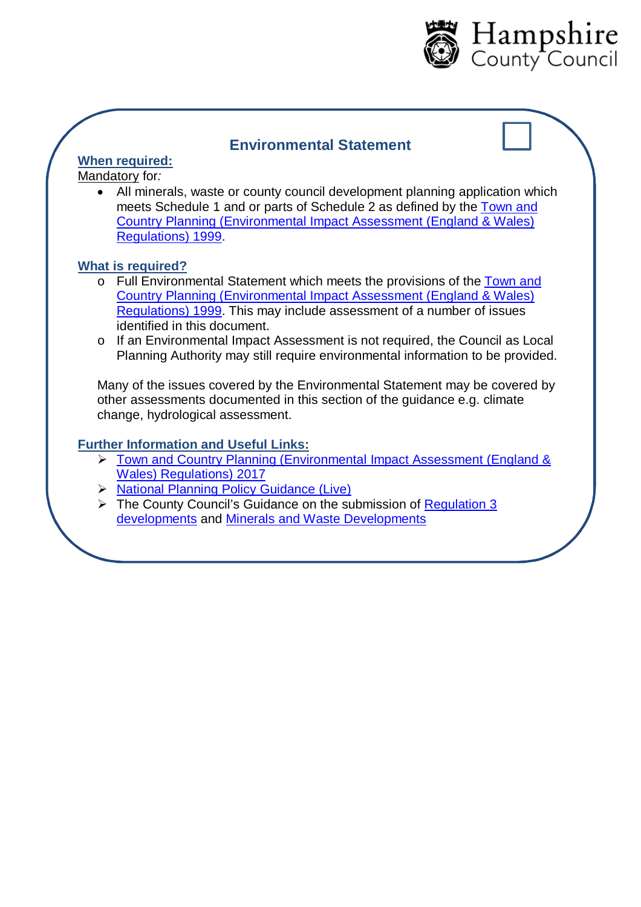## Environmental Statement

☐

**When required:**

Mandatory for*:*

- All minerals, waste or county council development planning application which meets Schedule 1 and or parts of Schedule 2 as defined by the Town and Country Planning (Environmental Impact Assessment (England & Wales) Regulations) 1999.

**What is required?**

- Full Environmental Statement which meets the provisions of the Town and Country Planning (Environmental Impact Assessment (England & Wales) Regulations) 1999. This may include assessment of a number of issues identified in this document.
- If an Environmental Impact Assessment is not required, the Council as Local Planning Authority may still require environmental information to be provided.

Many of the issues covered by the Environmental Statement may be covered by other assessments documented in this section of the guidance e.g. climate change, hydrological assessment.

**Further Information and Useful Links:**

- Town and Country Planning (Environmental Impact Assessment (England & Wales) Regulations) 2017
- National Planning Policy Guidance (Live)
- The County Council's Guidance on the submission of Regulation 3 developments and Minerals and Waste Developments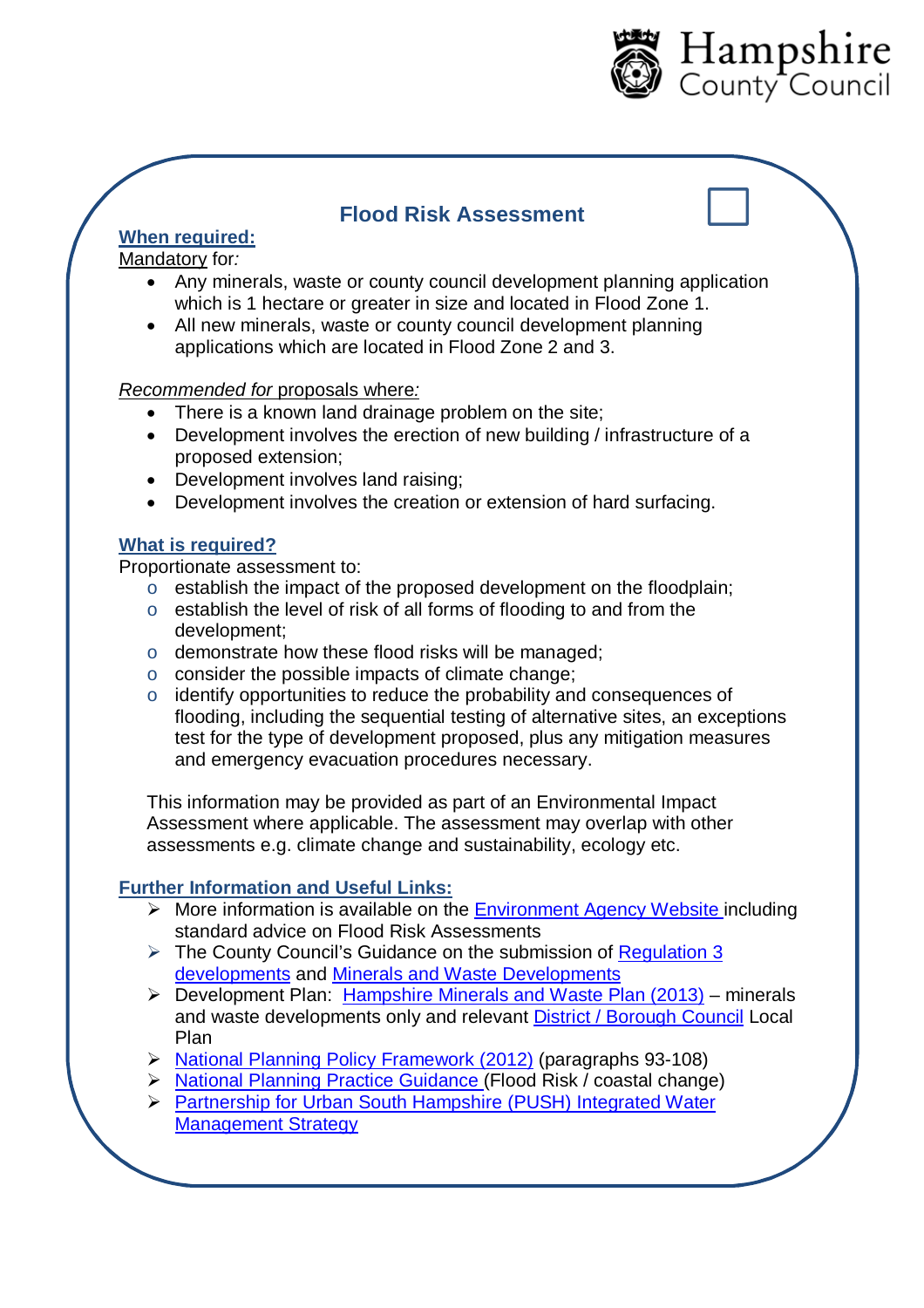## Flood Risk Assessment

**When required:**

Mandatory for*:*

- Any minerals, waste or county council development planning application which is 1 hectare or greater in size and located in Flood Zone 1.
- All new minerals, waste or county council development planning applications which are located in Flood Zone 2 and 3.

*Recommended for* proposals where*:*

- There is a known land drainage problem on the site;
- Development involves the erection of new building / infrastructure of a proposed extension;
- Development involves land raising;
- Development involves the creation or extension of hard surfacing.

**What is required?**

Proportionate assessment to:

- establish the impact of the proposed development on the floodplain;
- establish the level of risk of all forms of flooding to and from the development;
- demonstrate how these flood risks will be managed;
- consider the possible impacts of climate change;
- identify opportunities to reduce the probability and consequences of flooding, including the sequential testing of alternative sites, an exceptions test for the type of development proposed, plus any mitigation measures and emergency evacuation procedures necessary.

This information may be provided as part of an Environmental Impact Assessment where applicable. The assessment may overlap with other assessments e.g. climate change and sustainability, ecology etc.

**Further Information and Useful Links:**

- More information is available on the Environment Agency Website including standard advice on Flood Risk Assessments
- The County Council's Guidance on the submission of Regulation 3 developments and Minerals and Waste Developments
- Development Plan: Hampshire Minerals and Waste Plan (2013) – minerals and waste developments only and relevant District / Borough Council Local Plan
- National Planning Policy Framework (2012) (paragraphs 93-108)
- National Planning Practice Guidance (Flood Risk / coastal change)
- Partnership for Urban South Hampshire (PUSH) Integrated Water Management Strategy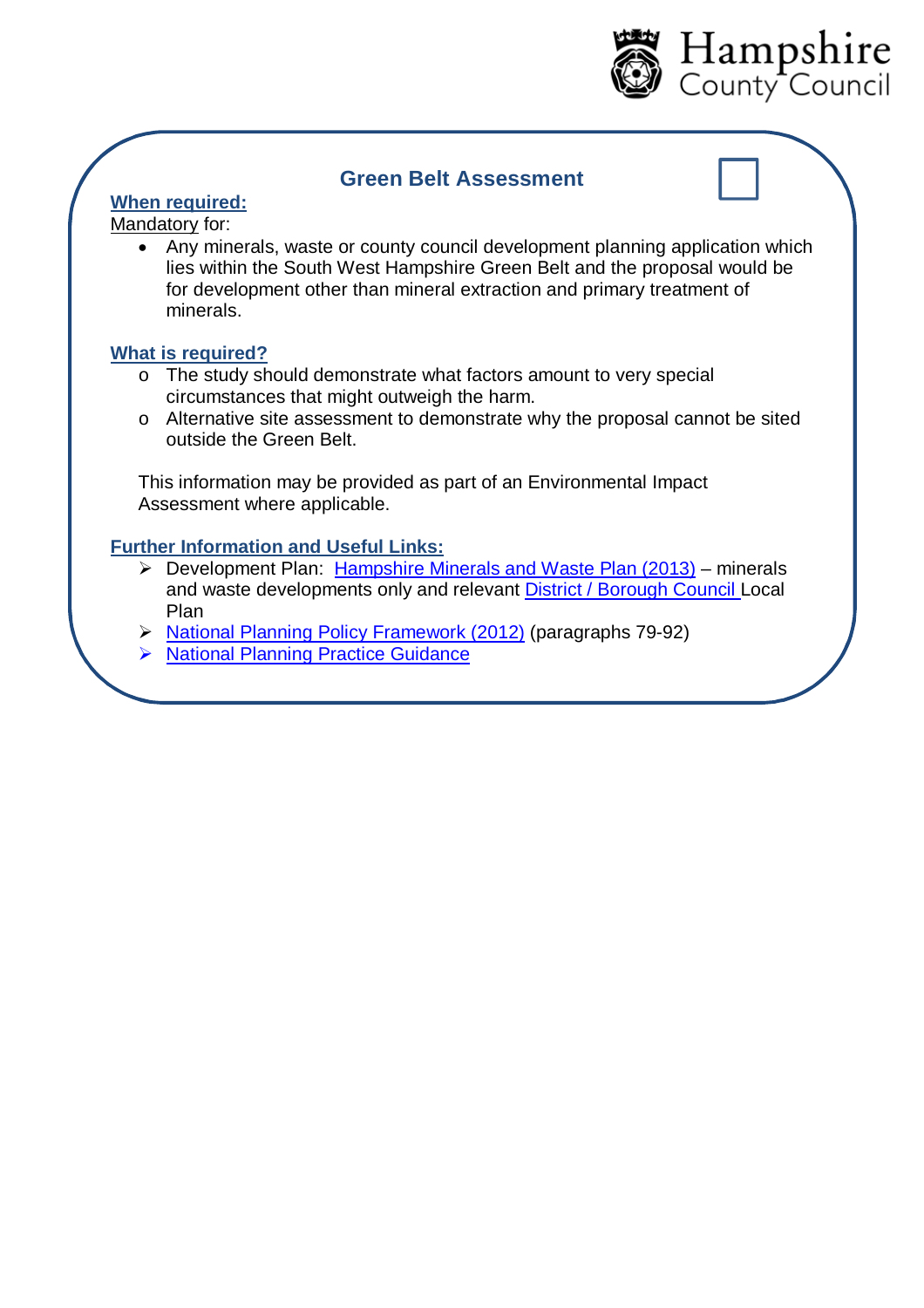## Green Belt Assessment

**When required:**

Mandatory for:

- Any minerals, waste or county council development planning application which lies within the South West Hampshire Green Belt and the proposal would be for development other than mineral extraction and primary treatment of minerals.

**What is required?**

- The study should demonstrate what factors amount to very special circumstances that might outweigh the harm.
- Alternative site assessment to demonstrate why the proposal cannot be sited outside the Green Belt.

This information may be provided as part of an Environmental Impact Assessment where applicable.

**Further Information and Useful Links:**

- Development Plan: Hampshire Minerals and Waste Plan (2013) – minerals and waste developments only and relevant District / Borough Council Local Plan
- National Planning Policy Framework (2012) (paragraphs 79-92)
- National Planning Practice Guidance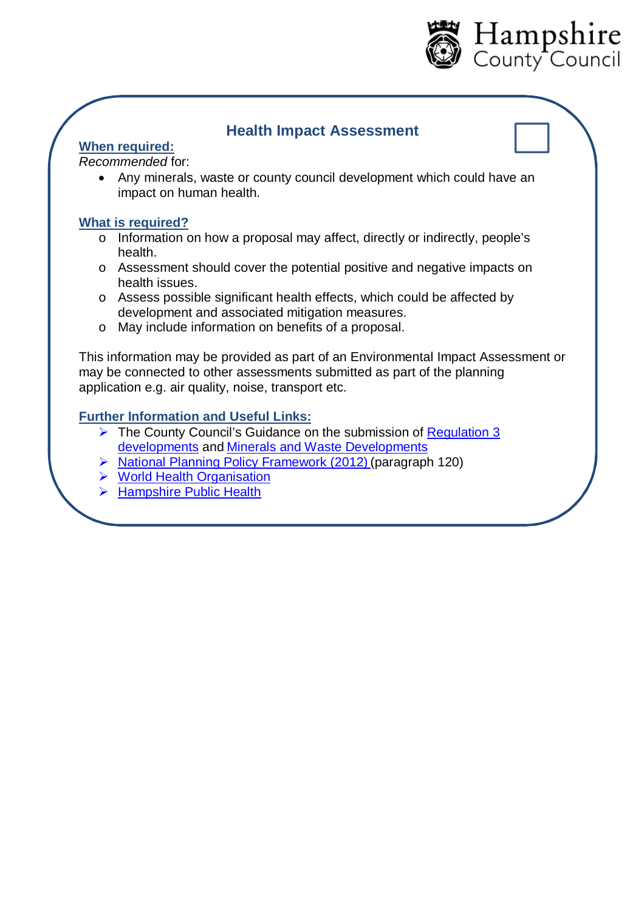## Health Impact Assessment

**When required:**

*Recommended* for:

- Any minerals, waste or county council development which could have an impact on human health.

**What is required?**

- Information on how a proposal may affect, directly or indirectly, people's health.
- Assessment should cover the potential positive and negative impacts on health issues.
- Assess possible significant health effects, which could be affected by development and associated mitigation measures.
- May include information on benefits of a proposal.

This information may be provided as part of an Environmental Impact Assessment or may be connected to other assessments submitted as part of the planning application e.g. air quality, noise, transport etc.

**Further Information and Useful Links:**

- The County Council's Guidance on the submission of Regulation 3 developments and Minerals and Waste Developments
- National Planning Policy Framework (2012) (paragraph 120)
- World Health Organisation
- Hampshire Public Health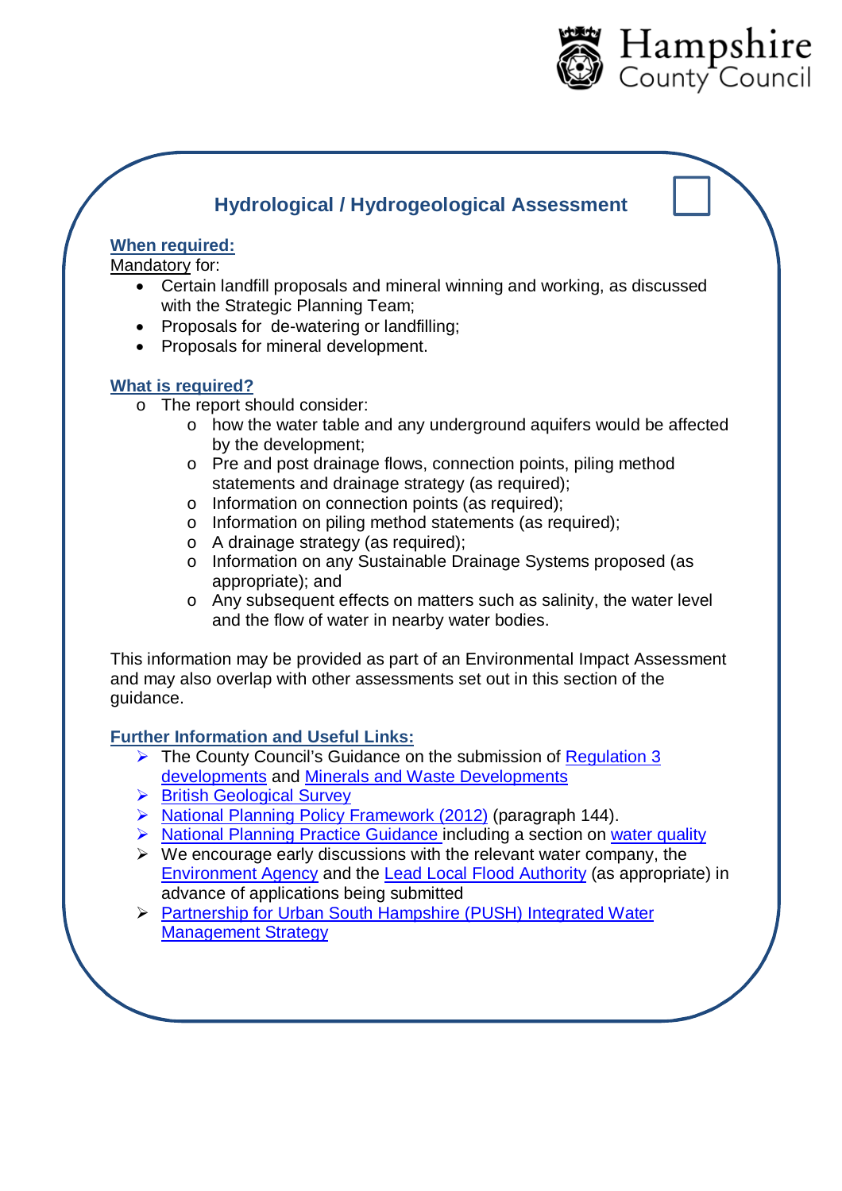## Hydrological / Hydrogeological Assessment

### When required:

Mandatory for:

- Certain landfill proposals and mineral winning and working, as discussed with the Strategic Planning Team;
- Proposals for de-watering or landfilling;
- Proposals for mineral development.

### What is required?

- The report should consider:
  - how the water table and any underground aquifers would be affected by the development;
  - Pre and post drainage flows, connection points, piling method statements and drainage strategy (as required);
  - Information on connection points (as required);
  - Information on piling method statements (as required);
  - A drainage strategy (as required);
  - Information on any Sustainable Drainage Systems proposed (as appropriate); and
  - Any subsequent effects on matters such as salinity, the water level and the flow of water in nearby water bodies.

This information may be provided as part of an Environmental Impact Assessment and may also overlap with other assessments set out in this section of the guidance.

### Further Information and Useful Links:

- The County Council's Guidance on the submission of Regulation 3 developments and Minerals and Waste Developments
- British Geological Survey
- National Planning Policy Framework (2012) (paragraph 144).
- National Planning Practice Guidance including a section on water quality
- We encourage early discussions with the relevant water company, the Environment Agency and the Lead Local Flood Authority (as appropriate) in advance of applications being submitted
- Partnership for Urban South Hampshire (PUSH) Integrated Water Management Strategy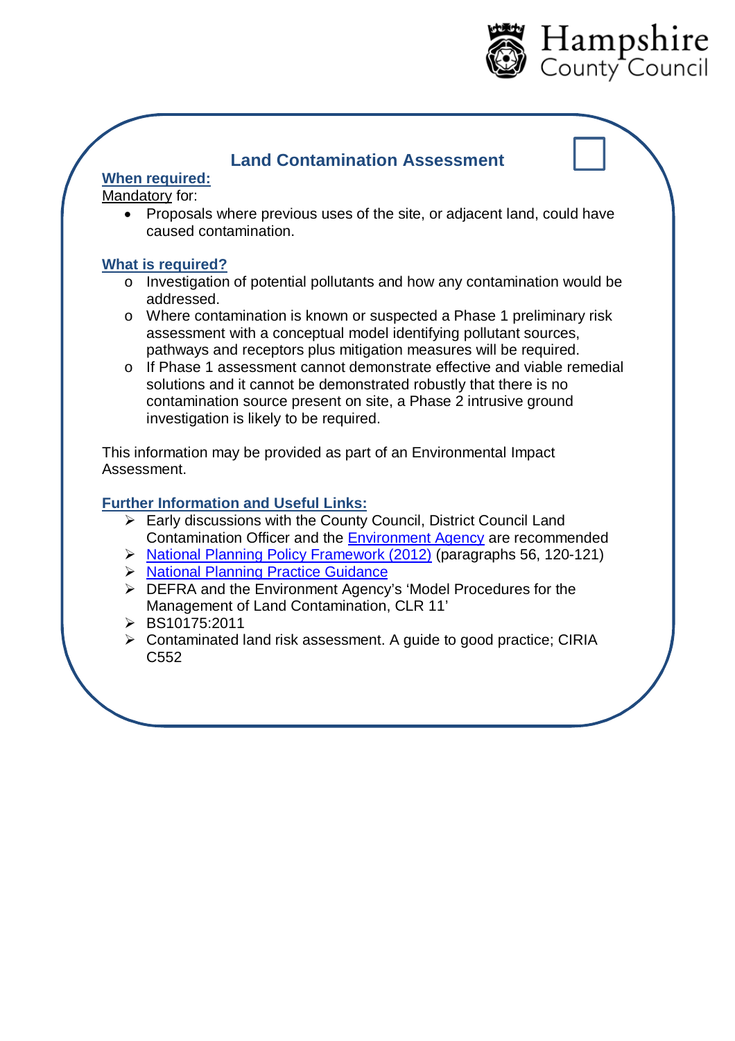## Land Contamination Assessment

**When required:**

Mandatory for:

- Proposals where previous uses of the site, or adjacent land, could have caused contamination.

**What is required?**

- Investigation of potential pollutants and how any contamination would be addressed.
- Where contamination is known or suspected a Phase 1 preliminary risk assessment with a conceptual model identifying pollutant sources, pathways and receptors plus mitigation measures will be required.
- If Phase 1 assessment cannot demonstrate effective and viable remedial solutions and it cannot be demonstrated robustly that there is no contamination source present on site, a Phase 2 intrusive ground investigation is likely to be required.

This information may be provided as part of an Environmental Impact Assessment.

**Further Information and Useful Links:**

- Early discussions with the County Council, District Council Land Contamination Officer and the Environment Agency are recommended
- National Planning Policy Framework (2012) (paragraphs 56, 120-121)
- National Planning Practice Guidance
- DEFRA and the Environment Agency's 'Model Procedures for the Management of Land Contamination, CLR 11'
- BS10175:2011
- Contaminated land risk assessment. A guide to good practice; CIRIA C552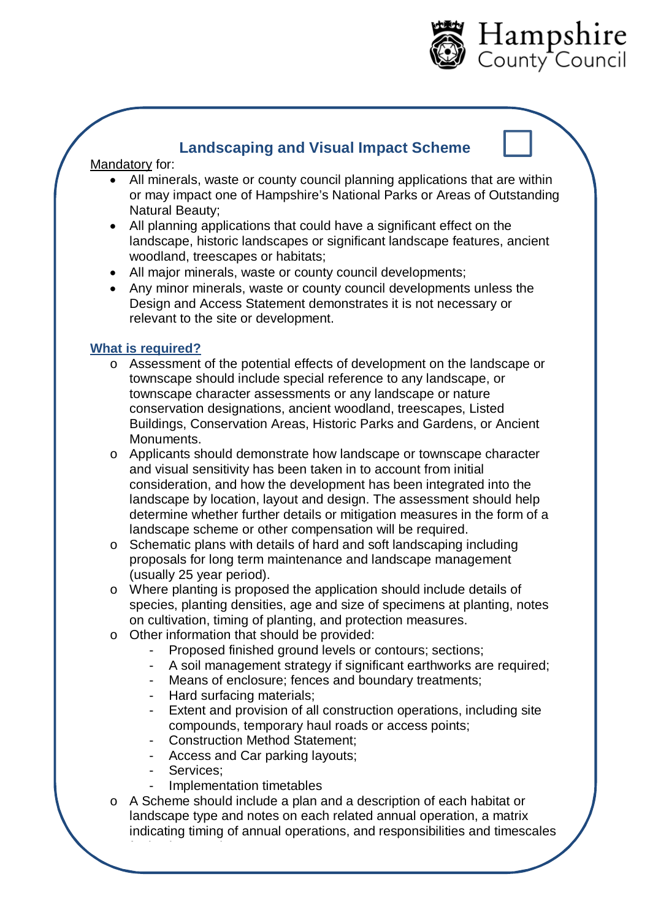## Landscaping and Visual Impact Scheme

Mandatory for:

- All minerals, waste or county council planning applications that are within or may impact one of Hampshire's National Parks or Areas of Outstanding Natural Beauty;
- All planning applications that could have a significant effect on the landscape, historic landscapes or significant landscape features, ancient woodland, treescapes or habitats;
- All major minerals, waste or county council developments;
- Any minor minerals, waste or county council developments unless the Design and Access Statement demonstrates it is not necessary or relevant to the site or development.

**What is required?**

- Assessment of the potential effects of development on the landscape or townscape should include special reference to any landscape, or townscape character assessments or any landscape or nature conservation designations, ancient woodland, treescapes, Listed Buildings, Conservation Areas, Historic Parks and Gardens, or Ancient Monuments.
- Applicants should demonstrate how landscape or townscape character and visual sensitivity has been taken in to account from initial consideration, and how the development has been integrated into the landscape by location, layout and design. The assessment should help determine whether further details or mitigation measures in the form of a landscape scheme or other compensation will be required.
- Schematic plans with details of hard and soft landscaping including proposals for long term maintenance and landscape management (usually 25 year period).
- Where planting is proposed the application should include details of species, planting densities, age and size of specimens at planting, notes on cultivation, timing of planting, and protection measures.
- Other information that should be provided:
  - Proposed finished ground levels or contours; sections;
  - A soil management strategy if significant earthworks are required;
  - Means of enclosure; fences and boundary treatments;
  - Hard surfacing materials;
  - Extent and provision of all construction operations, including site compounds, temporary haul roads or access points;
  - Construction Method Statement;
  - Access and Car parking layouts;
  - Services;
  - Implementation timetables
- A Scheme should include a plan and a description of each habitat or landscape type and notes on each related annual operation, a matrix indicating timing of annual operations, and responsibilities and timescales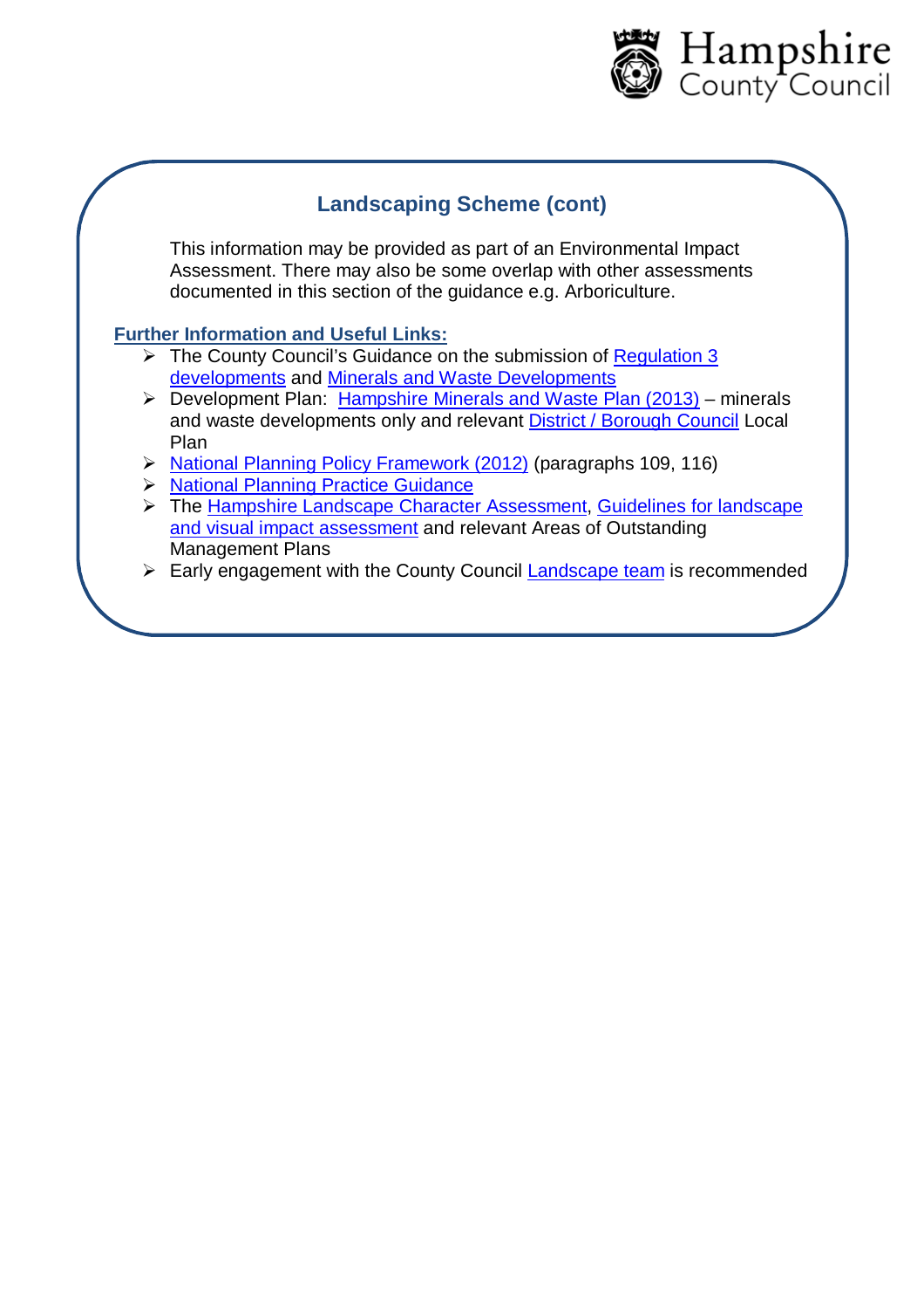## Landscaping Scheme (cont)

This information may be provided as part of an Environmental Impact Assessment. There may also be some overlap with other assessments documented in this section of the guidance e.g. Arboriculture.

**Further Information and Useful Links:**

- The County Council's Guidance on the submission of Regulation 3 developments and Minerals and Waste Developments
- Development Plan: Hampshire Minerals and Waste Plan (2013) – minerals and waste developments only and relevant District / Borough Council Local Plan
- National Planning Policy Framework (2012) (paragraphs 109, 116)
- National Planning Practice Guidance
- The Hampshire Landscape Character Assessment, Guidelines for landscape and visual impact assessment and relevant Areas of Outstanding Management Plans
- Early engagement with the County Council Landscape team is recommended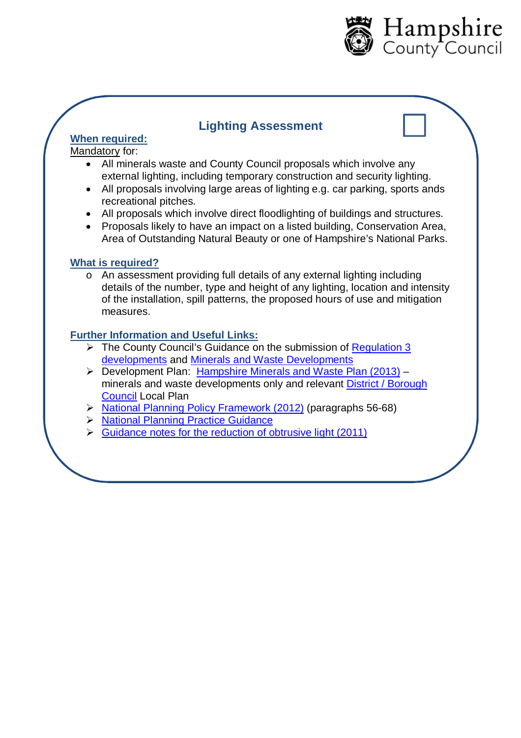## Lighting Assessment

**When required:**

Mandatory for:

- All minerals waste and County Council proposals which involve any external lighting, including temporary construction and security lighting.
- All proposals involving large areas of lighting e.g. car parking, sports ands recreational pitches.
- All proposals which involve direct floodlighting of buildings and structures.
- Proposals likely to have an impact on a listed building, Conservation Area, Area of Outstanding Natural Beauty or one of Hampshire's National Parks.

**What is required?**

- An assessment providing full details of any external lighting including details of the number, type and height of any lighting, location and intensity of the installation, spill patterns, the proposed hours of use and mitigation measures.

**Further Information and Useful Links:**

- The County Council's Guidance on the submission of Regulation 3 developments and Minerals and Waste Developments
- Development Plan: Hampshire Minerals and Waste Plan (2013) – minerals and waste developments only and relevant District / Borough Council Local Plan
- National Planning Policy Framework (2012) (paragraphs 56-68)
- National Planning Practice Guidance
- Guidance notes for the reduction of obtrusive light (2011)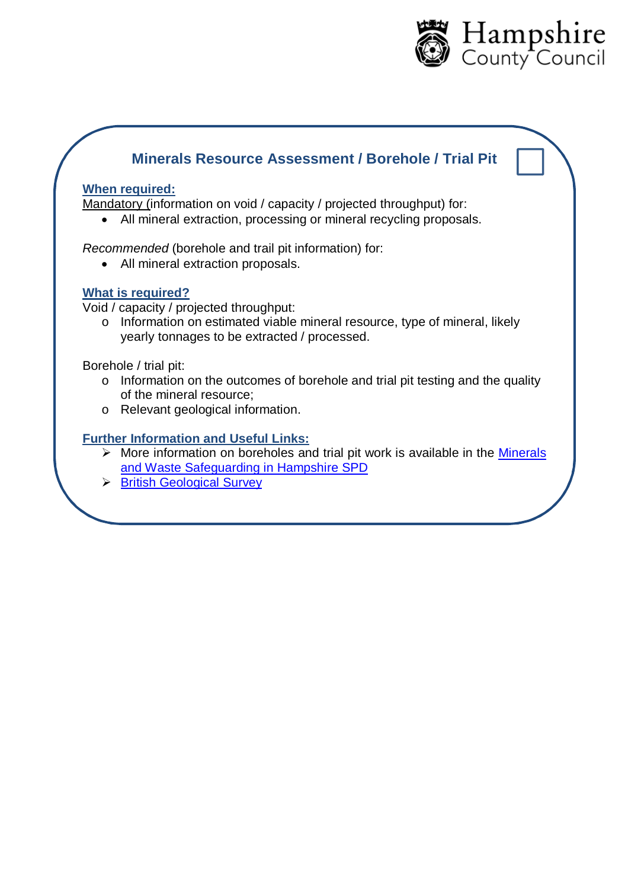## Minerals Resource Assessment / Borehole / Trial Pit ☐

**When required:**

Mandatory (information on void / capacity / projected throughput) for:

- All mineral extraction, processing or mineral recycling proposals.

*Recommended* (borehole and trail pit information) for:

- All mineral extraction proposals.

**What is required?**

Void / capacity / projected throughput:

- Information on estimated viable mineral resource, type of mineral, likely yearly tonnages to be extracted / processed.

Borehole / trial pit:

- Information on the outcomes of borehole and trial pit testing and the quality of the mineral resource;
- Relevant geological information.

**Further Information and Useful Links:**

- More information on boreholes and trial pit work is available in the Minerals and Waste Safeguarding in Hampshire SPD
- British Geological Survey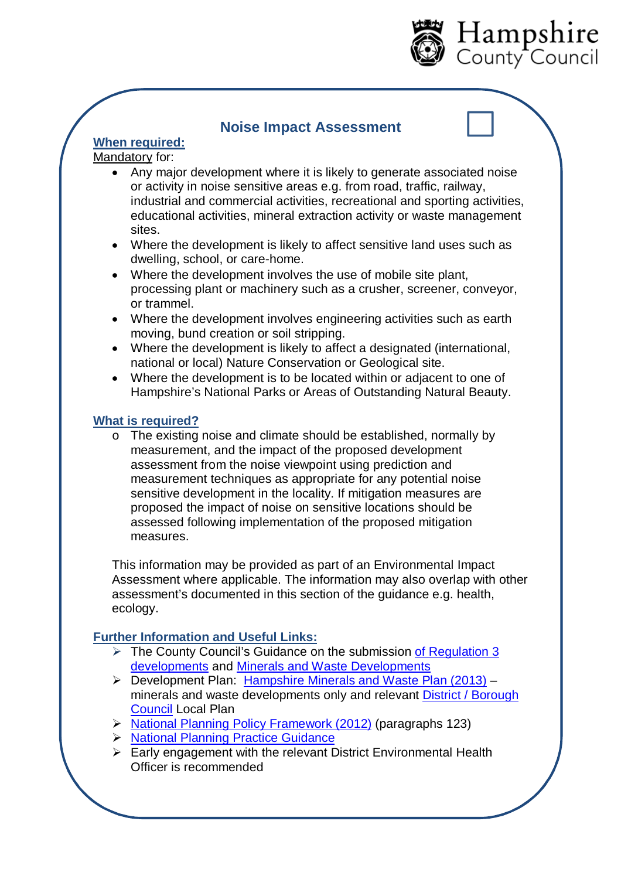## Noise Impact Assessment

**When required:**

Mandatory for:

- Any major development where it is likely to generate associated noise or activity in noise sensitive areas e.g. from road, traffic, railway, industrial and commercial activities, recreational and sporting activities, educational activities, mineral extraction activity or waste management sites.
- Where the development is likely to affect sensitive land uses such as dwelling, school, or care-home.
- Where the development involves the use of mobile site plant, processing plant or machinery such as a crusher, screener, conveyor, or trammel.
- Where the development involves engineering activities such as earth moving, bund creation or soil stripping.
- Where the development is likely to affect a designated (international, national or local) Nature Conservation or Geological site.
- Where the development is to be located within or adjacent to one of Hampshire's National Parks or Areas of Outstanding Natural Beauty.

**What is required?**

- The existing noise and climate should be established, normally by measurement, and the impact of the proposed development assessment from the noise viewpoint using prediction and measurement techniques as appropriate for any potential noise sensitive development in the locality. If mitigation measures are proposed the impact of noise on sensitive locations should be assessed following implementation of the proposed mitigation measures.

This information may be provided as part of an Environmental Impact Assessment where applicable. The information may also overlap with other assessment's documented in this section of the guidance e.g. health, ecology.

**Further Information and Useful Links:**

- The County Council's Guidance on the submission of Regulation 3 developments and Minerals and Waste Developments
- Development Plan: Hampshire Minerals and Waste Plan (2013) – minerals and waste developments only and relevant District / Borough Council Local Plan
- National Planning Policy Framework (2012) (paragraphs 123)
- National Planning Practice Guidance
- Early engagement with the relevant District Environmental Health Officer is recommended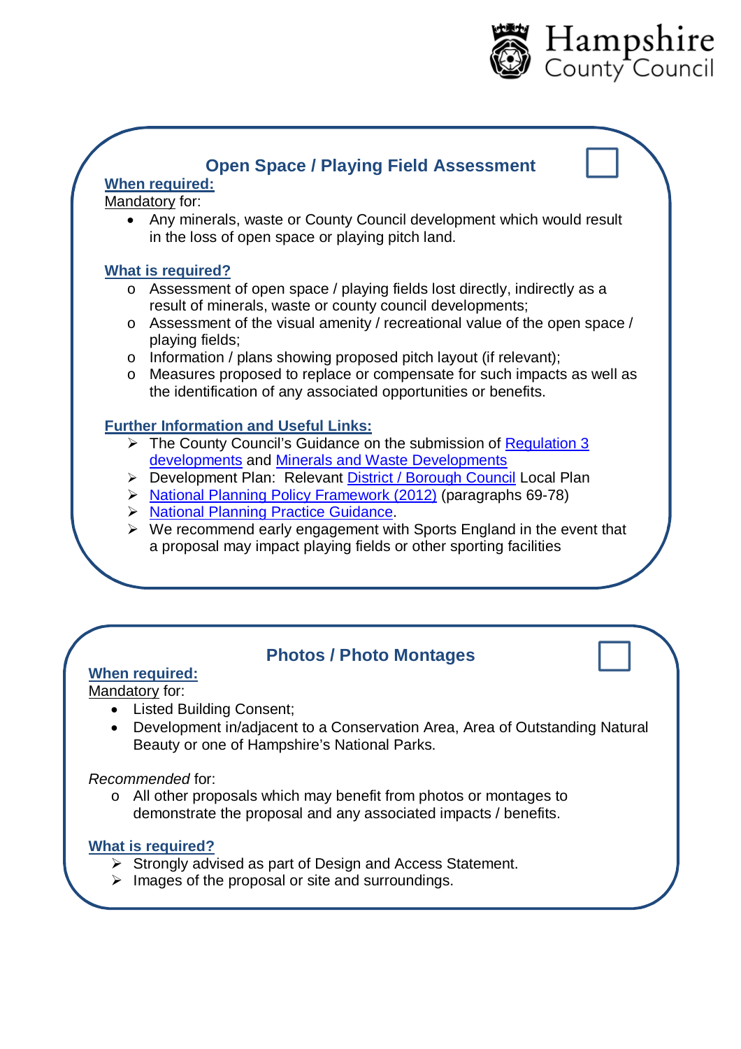## Open Space / Playing Field Assessment

**When required:**

Mandatory for:

- Any minerals, waste or County Council development which would result in the loss of open space or playing pitch land.

**What is required?**

- Assessment of open space / playing fields lost directly, indirectly as a result of minerals, waste or county council developments;
- Assessment of the visual amenity / recreational value of the open space / playing fields;
- Information / plans showing proposed pitch layout (if relevant);
- Measures proposed to replace or compensate for such impacts as well as the identification of any associated opportunities or benefits.

**Further Information and Useful Links:**

- The County Council's Guidance on the submission of Regulation 3 developments and Minerals and Waste Developments
- Development Plan: Relevant District / Borough Council Local Plan
- National Planning Policy Framework (2012) (paragraphs 69-78)
- National Planning Practice Guidance.
- We recommend early engagement with Sports England in the event that a proposal may impact playing fields or other sporting facilities

## Photos / Photo Montages

**When required:**

Mandatory for:

- Listed Building Consent;
- Development in/adjacent to a Conservation Area, Area of Outstanding Natural Beauty or one of Hampshire's National Parks.

*Recommended* for:

- All other proposals which may benefit from photos or montages to demonstrate the proposal and any associated impacts / benefits.

**What is required?**

- Strongly advised as part of Design and Access Statement.
- Images of the proposal or site and surroundings.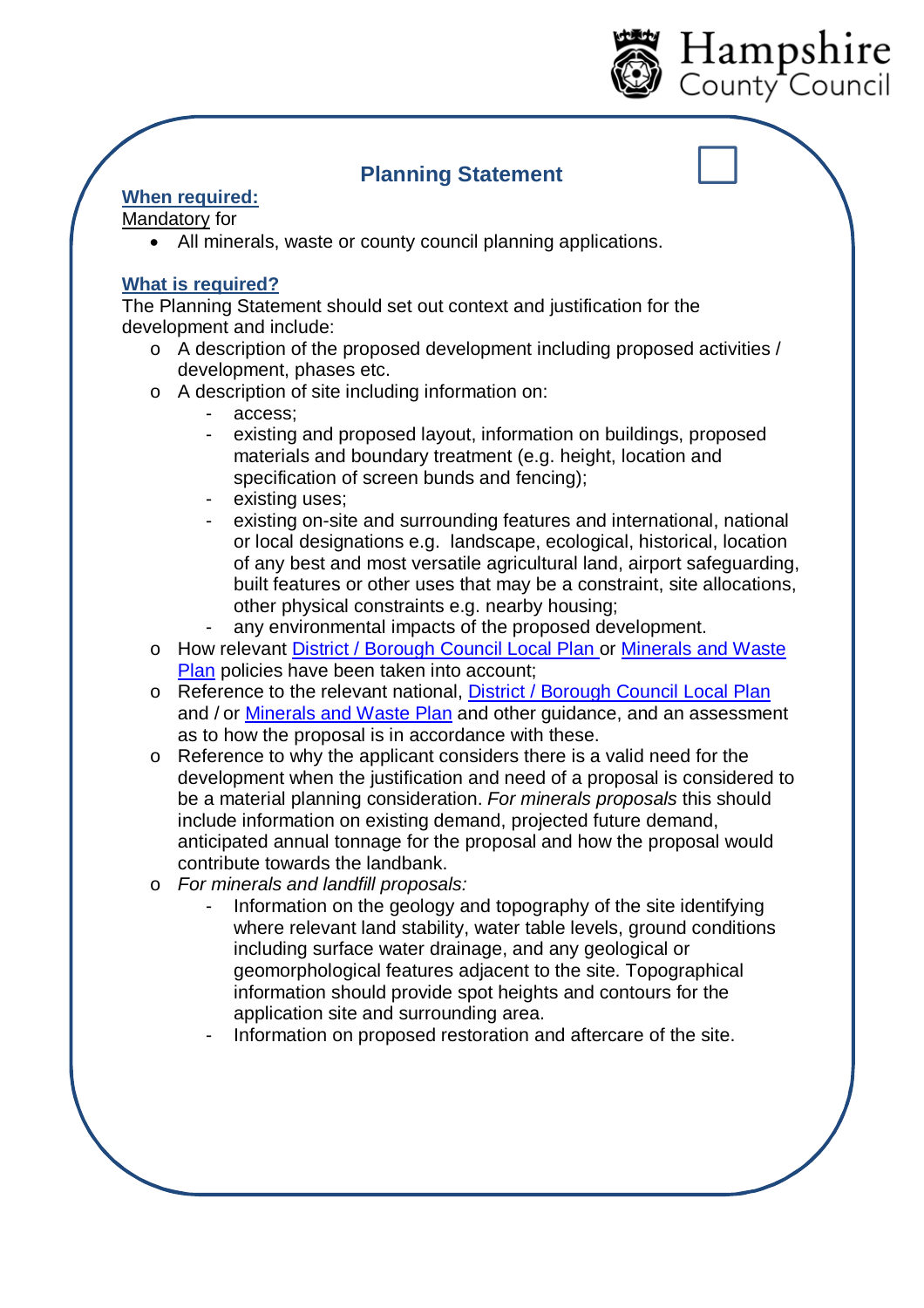## Planning Statement

**When required:**

Mandatory for

- All minerals, waste or county council planning applications.

**What is required?**

The Planning Statement should set out context and justification for the development and include:

- A description of the proposed development including proposed activities / development, phases etc.
- A description of site including information on:
    - access;
    - existing and proposed layout, information on buildings, proposed materials and boundary treatment (e.g. height, location and specification of screen bunds and fencing);
    - existing uses;
    - existing on-site and surrounding features and international, national or local designations e.g. landscape, ecological, historical, location of any best and most versatile agricultural land, airport safeguarding, built features or other uses that may be a constraint, site allocations, other physical constraints e.g. nearby housing;
    - any environmental impacts of the proposed development.
- How relevant District / Borough Council Local Plan or Minerals and Waste Plan policies have been taken into account;
- Reference to the relevant national, District / Borough Council Local Plan and / or Minerals and Waste Plan and other guidance, and an assessment as to how the proposal is in accordance with these.
- Reference to why the applicant considers there is a valid need for the development when the justification and need of a proposal is considered to be a material planning consideration. *For minerals proposals* this should include information on existing demand, projected future demand, anticipated annual tonnage for the proposal and how the proposal would contribute towards the landbank.
- *For minerals and landfill proposals:*
    - Information on the geology and topography of the site identifying where relevant land stability, water table levels, ground conditions including surface water drainage, and any geological or geomorphological features adjacent to the site. Topographical information should provide spot heights and contours for the application site and surrounding area.
    - Information on proposed restoration and aftercare of the site.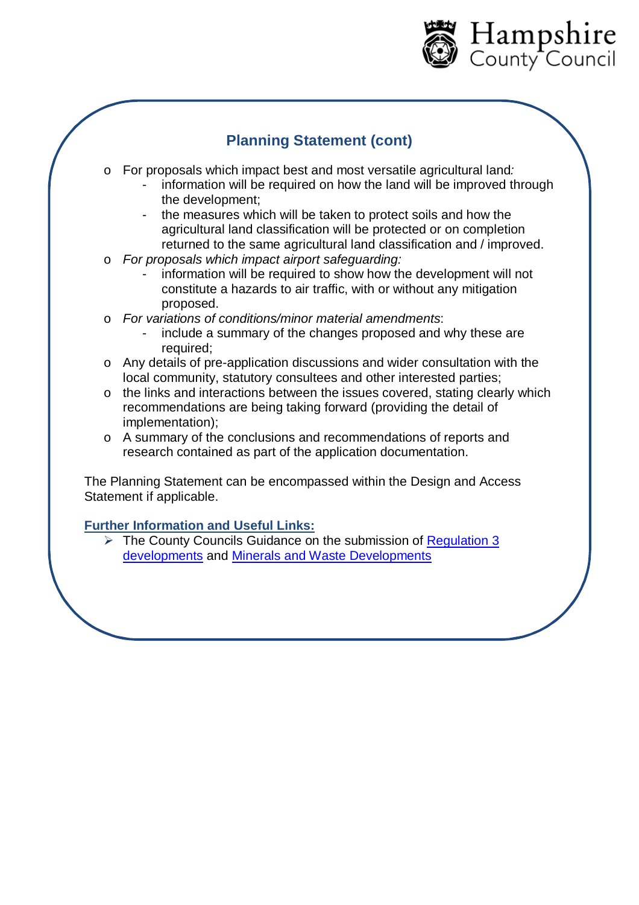## Planning Statement (cont)

- For proposals which impact best and most versatile agricultural land*:*
  - information will be required on how the land will be improved through the development;
  - the measures which will be taken to protect soils and how the agricultural land classification will be protected or on completion returned to the same agricultural land classification and / improved.
- *For proposals which impact airport safeguarding:*
  - information will be required to show how the development will not constitute a hazards to air traffic, with or without any mitigation proposed.
- *For variations of conditions/minor material amendments*:
  - include a summary of the changes proposed and why these are required;
- Any details of pre-application discussions and wider consultation with the local community, statutory consultees and other interested parties;
- the links and interactions between the issues covered, stating clearly which recommendations are being taking forward (providing the detail of implementation);
- A summary of the conclusions and recommendations of reports and research contained as part of the application documentation.

The Planning Statement can be encompassed within the Design and Access Statement if applicable.

**Further Information and Useful Links:**

- The County Councils Guidance on the submission of Regulation 3 developments and Minerals and Waste Developments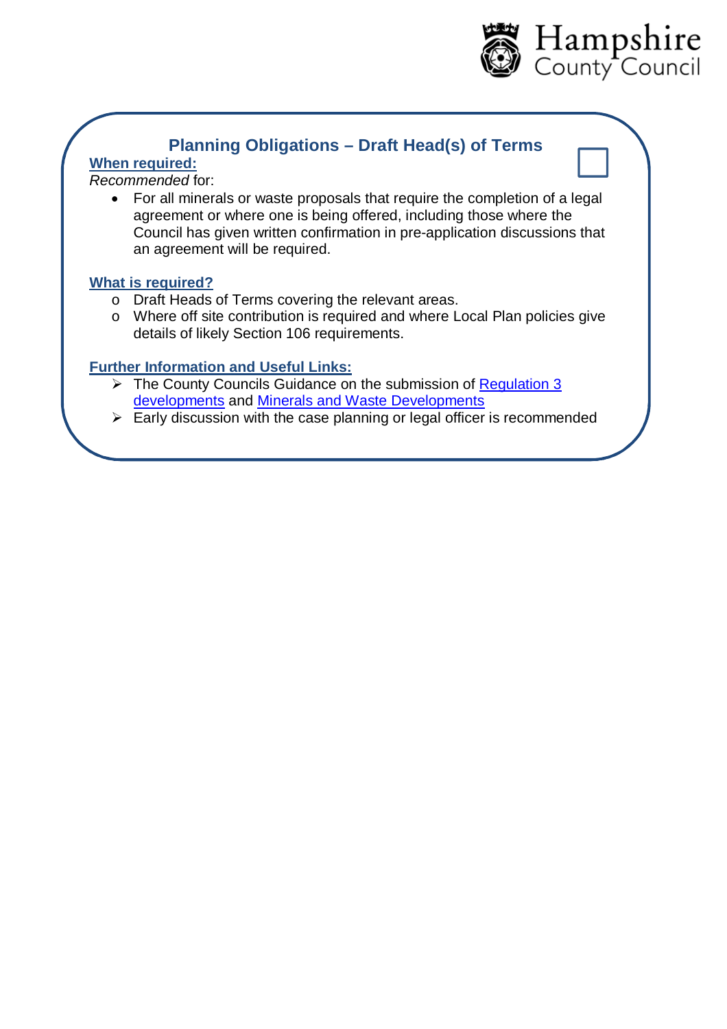## Planning Obligations – Draft Head(s) of Terms

☐

**When required:**

*Recommended* for:

- For all minerals or waste proposals that require the completion of a legal agreement or where one is being offered, including those where the Council has given written confirmation in pre-application discussions that an agreement will be required.

**What is required?**

- Draft Heads of Terms covering the relevant areas.
- Where off site contribution is required and where Local Plan policies give details of likely Section 106 requirements.

**Further Information and Useful Links:**

- The County Councils Guidance on the submission of Regulation 3 developments and Minerals and Waste Developments
- Early discussion with the case planning or legal officer is recommended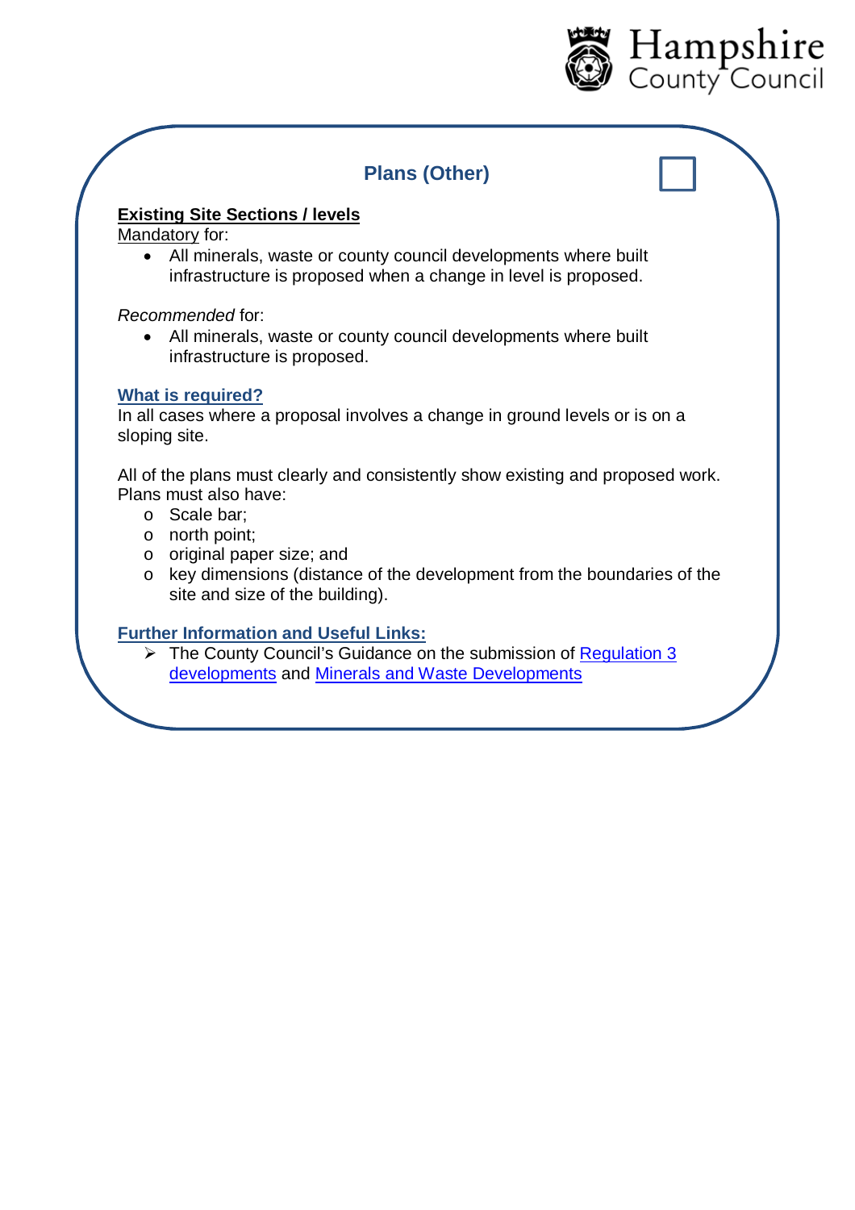## Plans (Other)

**Existing Site Sections / levels**

Mandatory for:

- All minerals, waste or county council developments where built infrastructure is proposed when a change in level is proposed.

*Recommended* for:

- All minerals, waste or county council developments where built infrastructure is proposed.

**What is required?**

In all cases where a proposal involves a change in ground levels or is on a sloping site.

All of the plans must clearly and consistently show existing and proposed work. Plans must also have:

- Scale bar;
- north point;
- original paper size; and
- key dimensions (distance of the development from the boundaries of the site and size of the building).

**Further Information and Useful Links:**

- The County Council's Guidance on the submission of Regulation 3 developments and Minerals and Waste Developments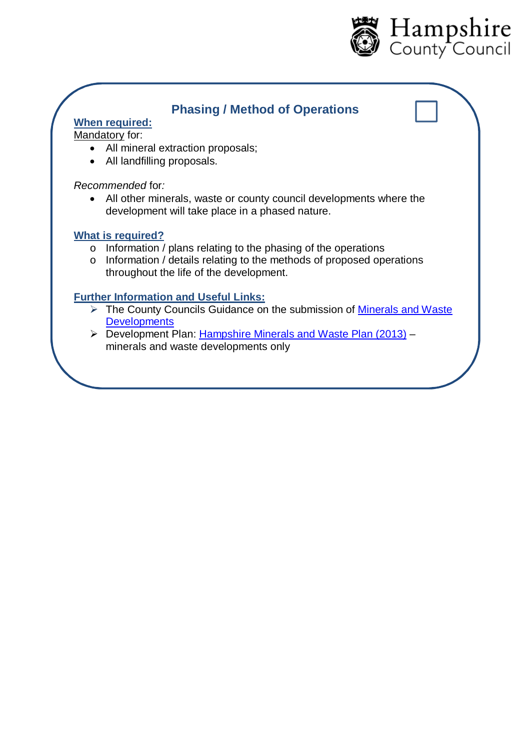## Phasing / Method of Operations

**When required:**

Mandatory for:

- All mineral extraction proposals;
- All landfilling proposals.

*Recommended* for*:*

- All other minerals, waste or county council developments where the development will take place in a phased nature.

**What is required?**

- Information / plans relating to the phasing of the operations
- Information / details relating to the methods of proposed operations throughout the life of the development.

**Further Information and Useful Links:**

- The County Councils Guidance on the submission of Minerals and Waste Developments
- Development Plan: Hampshire Minerals and Waste Plan (2013) – minerals and waste developments only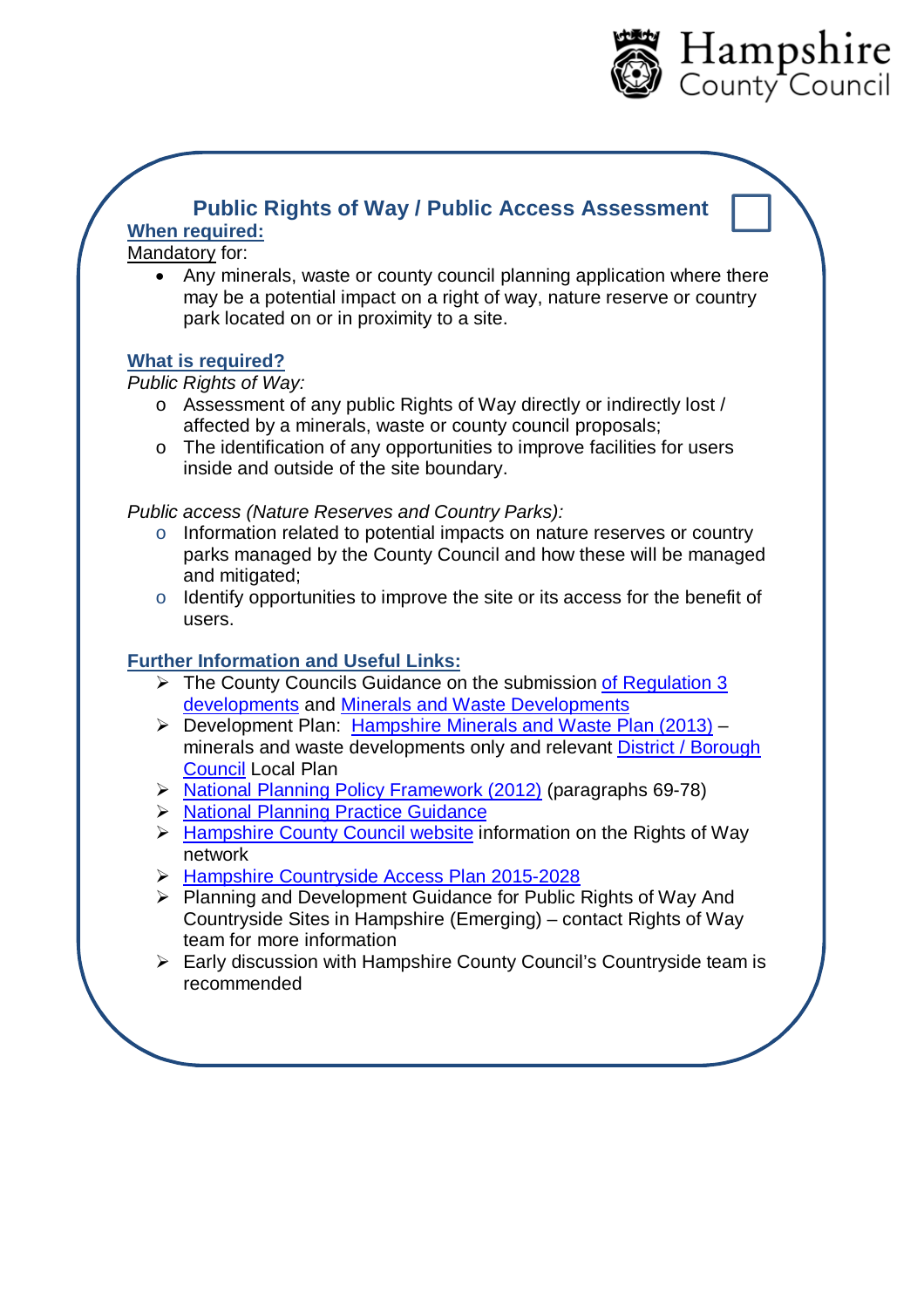## Public Rights of Way / Public Access Assessment

**When required:**

Mandatory for:

- Any minerals, waste or county council planning application where there may be a potential impact on a right of way, nature reserve or country park located on or in proximity to a site.

**What is required?**

*Public Rights of Way:*

- Assessment of any public Rights of Way directly or indirectly lost / affected by a minerals, waste or county council proposals;
- The identification of any opportunities to improve facilities for users inside and outside of the site boundary.

*Public access (Nature Reserves and Country Parks):*

- Information related to potential impacts on nature reserves or country parks managed by the County Council and how these will be managed and mitigated;
- Identify opportunities to improve the site or its access for the benefit of users.

**Further Information and Useful Links:**

- The County Councils Guidance on the submission of Regulation 3 developments and Minerals and Waste Developments
- Development Plan: Hampshire Minerals and Waste Plan (2013) – minerals and waste developments only and relevant District / Borough Council Local Plan
- National Planning Policy Framework (2012) (paragraphs 69-78)
- National Planning Practice Guidance
- Hampshire County Council website information on the Rights of Way network
- Hampshire Countryside Access Plan 2015-2028
- Planning and Development Guidance for Public Rights of Way And Countryside Sites in Hampshire (Emerging) – contact Rights of Way team for more information
- Early discussion with Hampshire County Council's Countryside team is recommended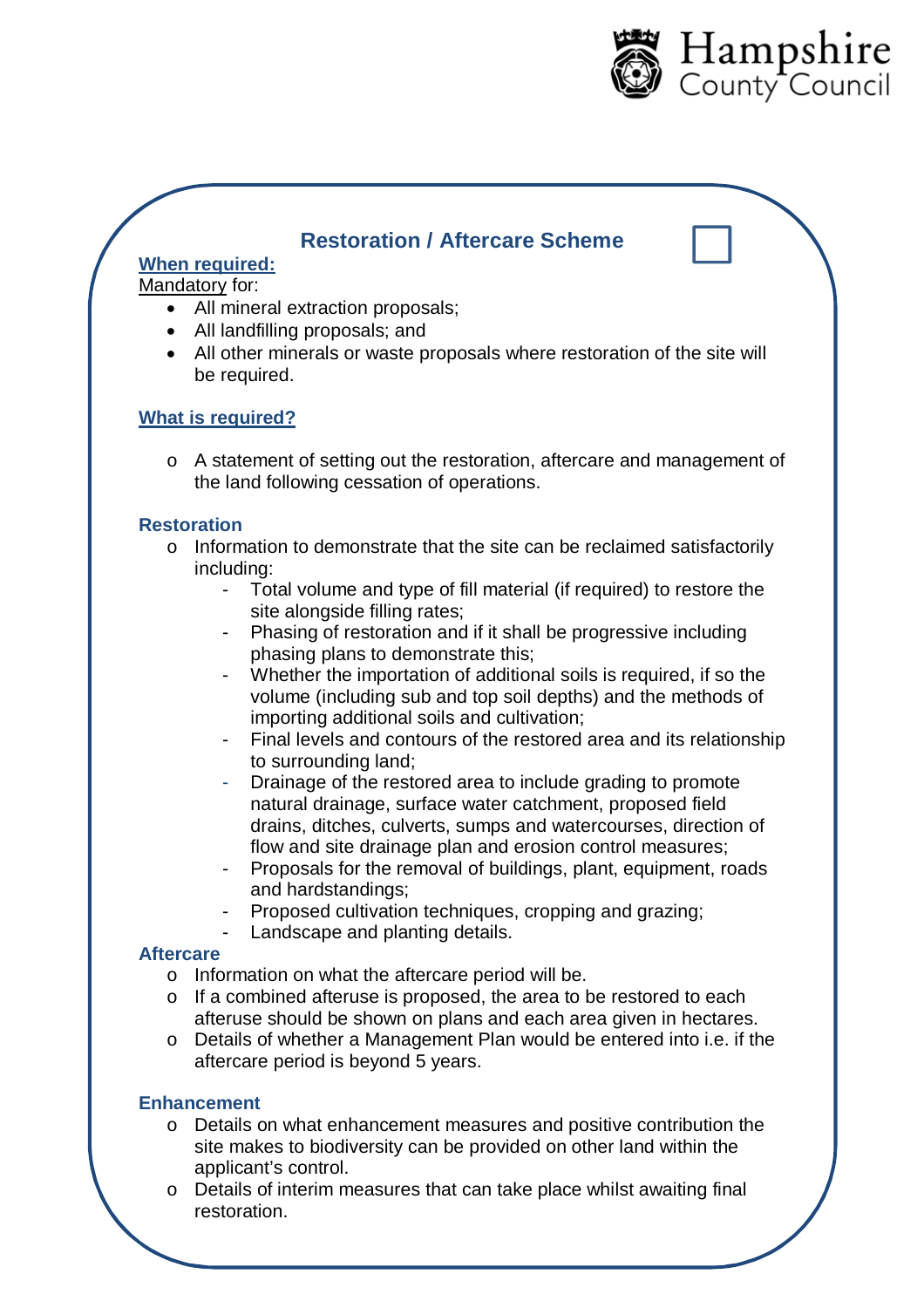## Restoration / Aftercare Scheme

**When required:**

Mandatory for:

- All mineral extraction proposals;
- All landfilling proposals; and
- All other minerals or waste proposals where restoration of the site will be required.

**What is required?**

- A statement of setting out the restoration, aftercare and management of the land following cessation of operations.

### Restoration

- Information to demonstrate that the site can be reclaimed satisfactorily including:
  - Total volume and type of fill material (if required) to restore the site alongside filling rates;
  - Phasing of restoration and if it shall be progressive including phasing plans to demonstrate this;
  - Whether the importation of additional soils is required, if so the volume (including sub and top soil depths) and the methods of importing additional soils and cultivation;
  - Final levels and contours of the restored area and its relationship to surrounding land;
  - Drainage of the restored area to include grading to promote natural drainage, surface water catchment, proposed field drains, ditches, culverts, sumps and watercourses, direction of flow and site drainage plan and erosion control measures;
  - Proposals for the removal of buildings, plant, equipment, roads and hardstandings;
  - Proposed cultivation techniques, cropping and grazing;
  - Landscape and planting details.

### Aftercare

- Information on what the aftercare period will be.
- If a combined afteruse is proposed, the area to be restored to each afteruse should be shown on plans and each area given in hectares.
- Details of whether a Management Plan would be entered into i.e. if the aftercare period is beyond 5 years.

### Enhancement

- Details on what enhancement measures and positive contribution the site makes to biodiversity can be provided on other land within the applicant's control.
- Details of interim measures that can take place whilst awaiting final restoration.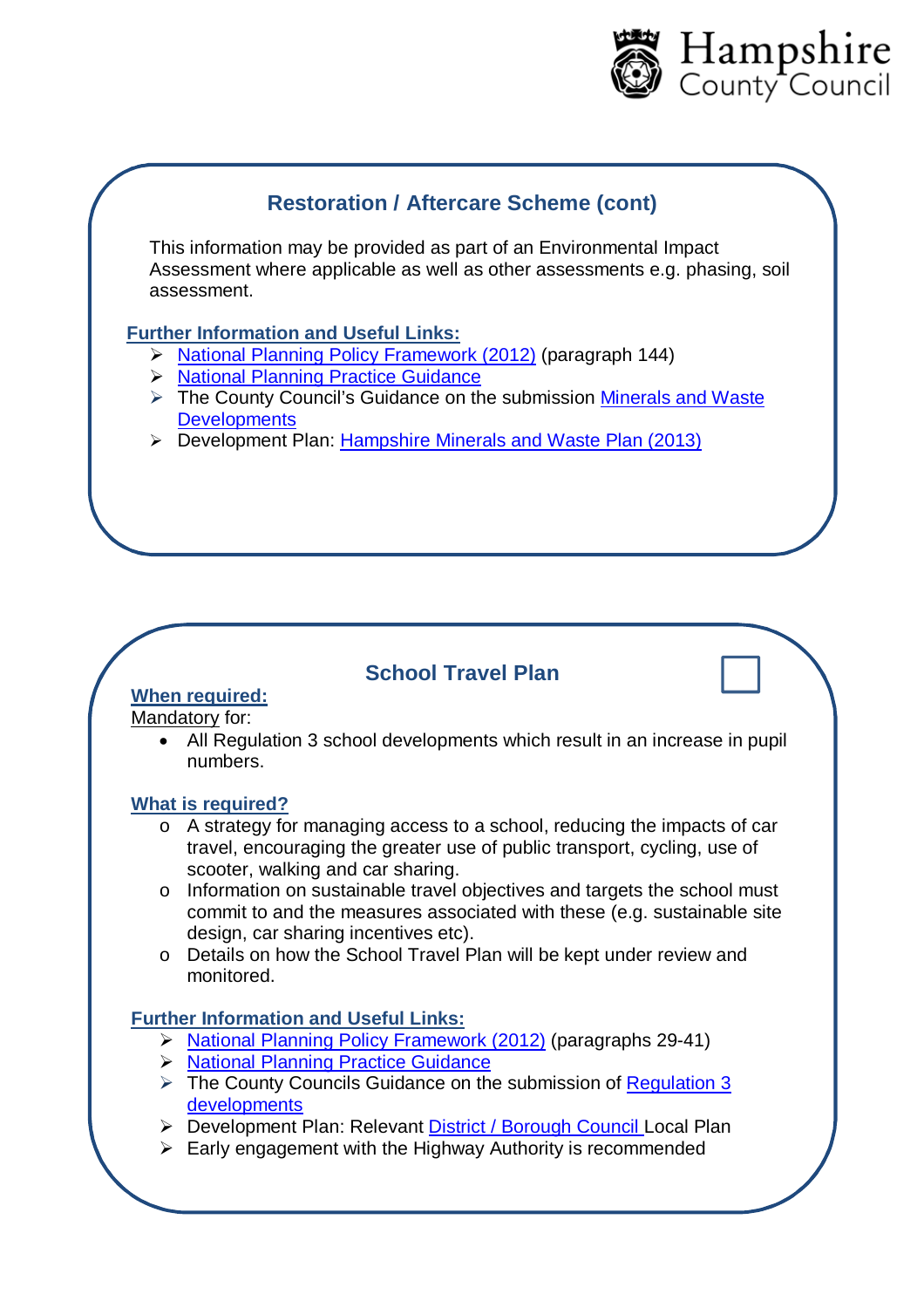## Restoration / Aftercare Scheme (cont)

This information may be provided as part of an Environmental Impact Assessment where applicable as well as other assessments e.g. phasing, soil assessment.

**Further Information and Useful Links:**

- National Planning Policy Framework (2012) (paragraph 144)
- National Planning Practice Guidance
- The County Council's Guidance on the submission Minerals and Waste Developments
- Development Plan: Hampshire Minerals and Waste Plan (2013)

## School Travel Plan

☐

**When required:**

Mandatory for:

- All Regulation 3 school developments which result in an increase in pupil numbers.

**What is required?**

- A strategy for managing access to a school, reducing the impacts of car travel, encouraging the greater use of public transport, cycling, use of scooter, walking and car sharing.
- Information on sustainable travel objectives and targets the school must commit to and the measures associated with these (e.g. sustainable site design, car sharing incentives etc).
- Details on how the School Travel Plan will be kept under review and monitored.

**Further Information and Useful Links:**

- National Planning Policy Framework (2012) (paragraphs 29-41)
- National Planning Practice Guidance
- The County Councils Guidance on the submission of Regulation 3 developments
- Development Plan: Relevant District / Borough Council Local Plan
- Early engagement with the Highway Authority is recommended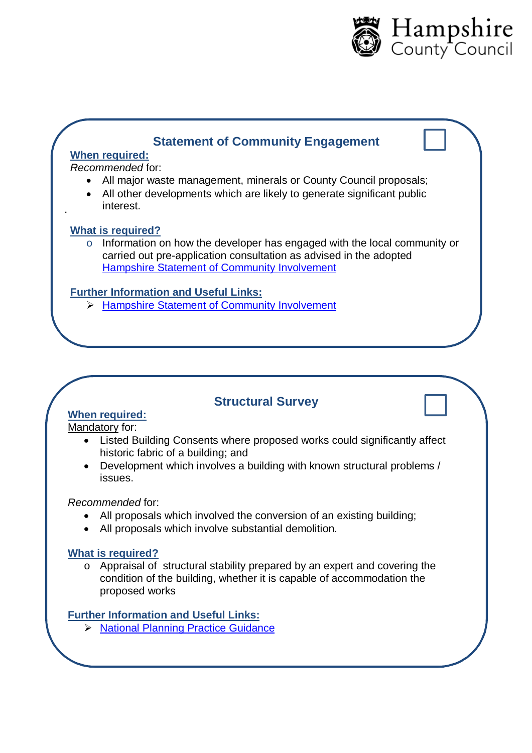## Statement of Community Engagement

**When required:**

*Recommended* for:

- All major waste management, minerals or County Council proposals;
- All other developments which are likely to generate significant public interest.

**What is required?**

- Information on how the developer has engaged with the local community or carried out pre-application consultation as advised in the adopted Hampshire Statement of Community Involvement

**Further Information and Useful Links:**

- Hampshire Statement of Community Involvement

## Structural Survey

**When required:**

Mandatory for:

- Listed Building Consents where proposed works could significantly affect historic fabric of a building; and
- Development which involves a building with known structural problems / issues.

*Recommended* for:

- All proposals which involved the conversion of an existing building;
- All proposals which involve substantial demolition.

**What is required?**

- Appraisal of structural stability prepared by an expert and covering the condition of the building, whether it is capable of accommodation the proposed works

**Further Information and Useful Links:**

- National Planning Practice Guidance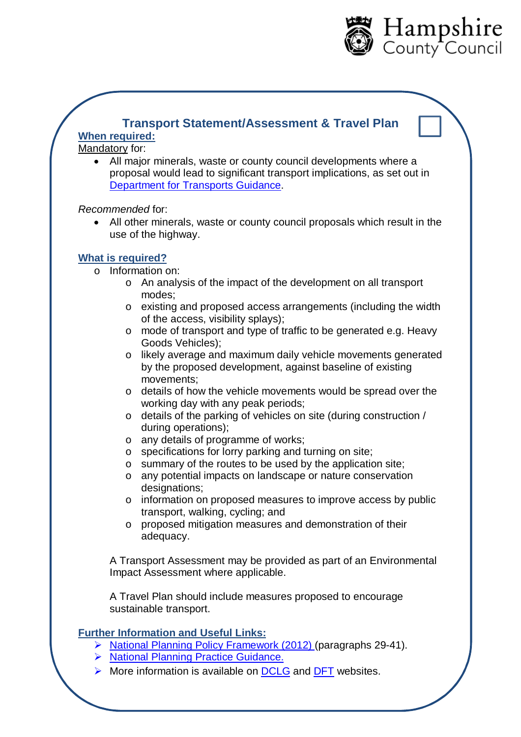## Transport Statement/Assessment & Travel Plan

**When required:**

Mandatory for:

- All major minerals, waste or county council developments where a proposal would lead to significant transport implications, as set out in Department for Transports Guidance.

*Recommended* for:

- All other minerals, waste or county council proposals which result in the use of the highway.

**What is required?**

- Information on:
  - An analysis of the impact of the development on all transport modes;
  - existing and proposed access arrangements (including the width of the access, visibility splays);
  - mode of transport and type of traffic to be generated e.g. Heavy Goods Vehicles);
  - likely average and maximum daily vehicle movements generated by the proposed development, against baseline of existing movements;
  - details of how the vehicle movements would be spread over the working day with any peak periods;
  - details of the parking of vehicles on site (during construction / during operations);
  - any details of programme of works;
  - specifications for lorry parking and turning on site;
  - summary of the routes to be used by the application site;
  - any potential impacts on landscape or nature conservation designations;
  - information on proposed measures to improve access by public transport, walking, cycling; and
  - proposed mitigation measures and demonstration of their adequacy.

A Transport Assessment may be provided as part of an Environmental Impact Assessment where applicable.

A Travel Plan should include measures proposed to encourage sustainable transport.

**Further Information and Useful Links:**

- National Planning Policy Framework (2012) (paragraphs 29-41).
- National Planning Practice Guidance.
- More information is available on DCLG and DFT websites.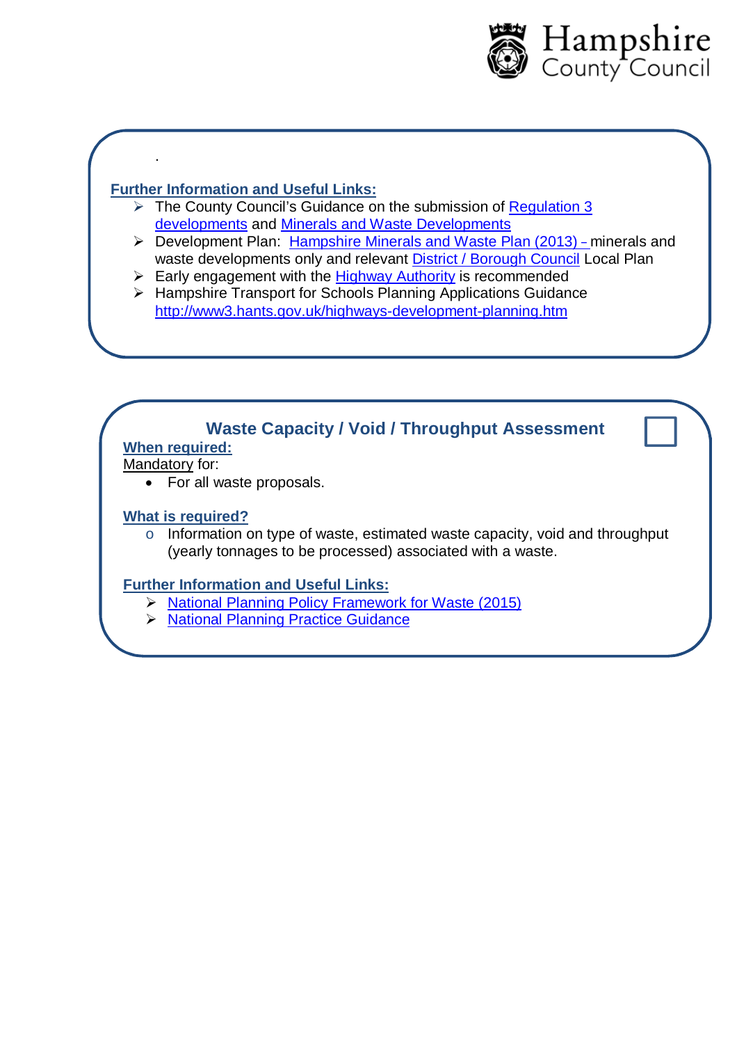.

**Further Information and Useful Links:**

- The County Council's Guidance on the submission of Regulation 3 developments and Minerals and Waste Developments
- Development Plan: Hampshire Minerals and Waste Plan (2013) – minerals and waste developments only and relevant District / Borough Council Local Plan
- Early engagement with the Highway Authority is recommended
- Hampshire Transport for Schools Planning Applications Guidance http://www3.hants.gov.uk/highways-development-planning.htm

## Waste Capacity / Void / Throughput Assessment

☐

**When required:**

Mandatory for:

- For all waste proposals.

**What is required?**

- Information on type of waste, estimated waste capacity, void and throughput (yearly tonnages to be processed) associated with a waste.

**Further Information and Useful Links:**

- National Planning Policy Framework for Waste (2015)
- National Planning Practice Guidance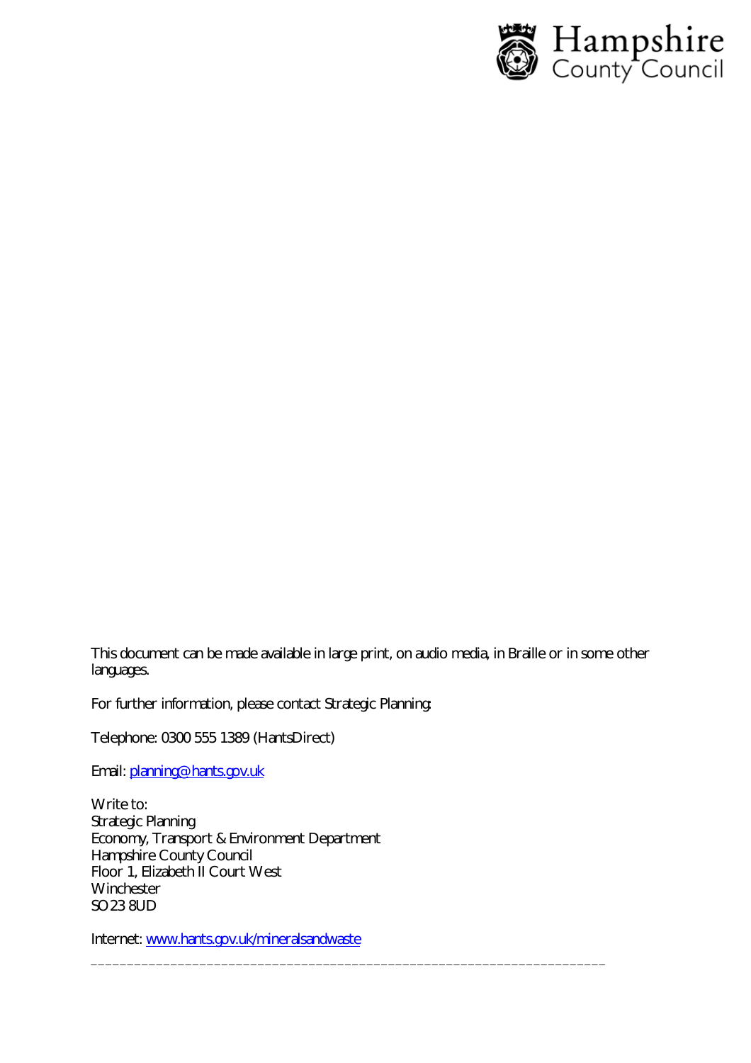Hampshire County Council

This document can be made available in large print, on audio media, in Braille or in some other languages.

For further information, please contact Strategic Planning:

Telephone: 0300 555 1389 (HantsDirect)

Email: planning@hants.gov.uk

Write to:
Strategic Planning
Economy, Transport & Environment Department
Hampshire County Council
Floor 1, Elizabeth II Court West
Winchester
SO23 8UD

Internet: www.hants.gov.uk/mineralsandwaste